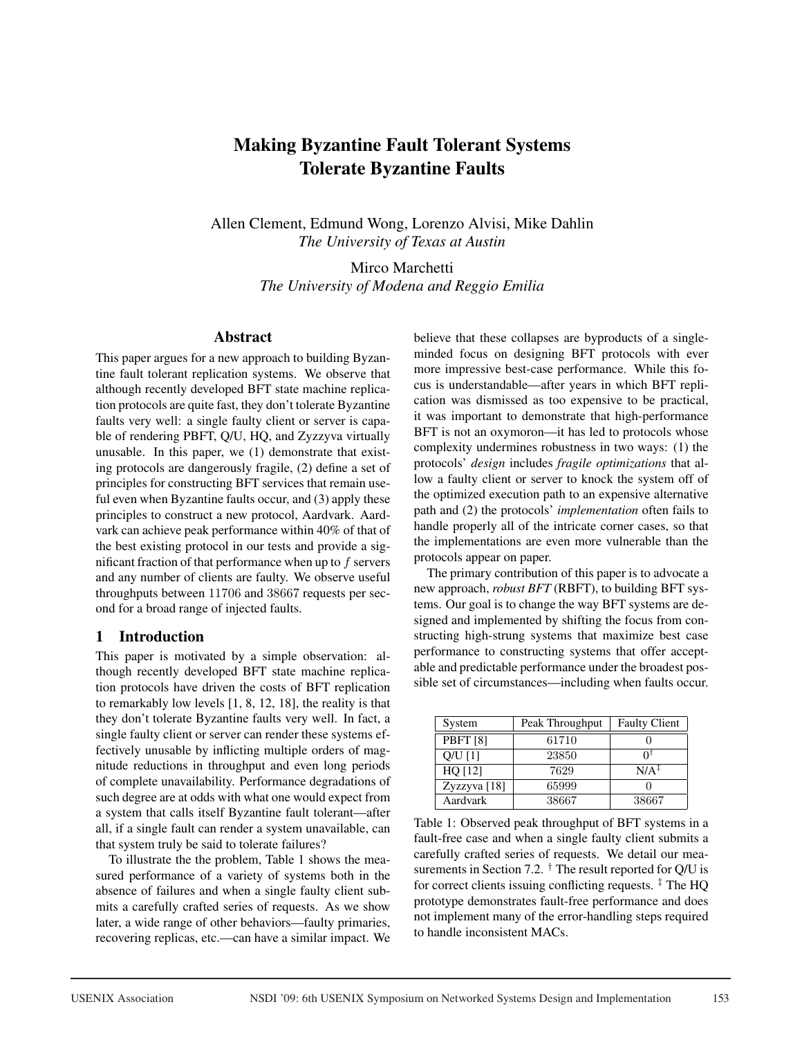# Making Byzantine Fault Tolerant Systems Tolerate Byzantine Faults

Allen Clement, Edmund Wong, Lorenzo Alvisi, Mike Dahlin
*The University of Texas at Austin*

Mirco Marchetti
*The University of Modena and Reggio Emilia*

## Abstract

This paper argues for a new approach to building Byzantine fault tolerant replication systems. We observe that although recently developed BFT state machine replication protocols are quite fast, they don't tolerate Byzantine faults very well: a single faulty client or server is capable of rendering PBFT, Q/U, HQ, and Zyzzyva virtually unusable. In this paper, we (1) demonstrate that existing protocols are dangerously fragile, (2) define a set of principles for constructing BFT services that remain useful even when Byzantine faults occur, and (3) apply these principles to construct a new protocol, Aardvark. Aardvark can achieve peak performance within 40% of that of the best existing protocol in our tests and provide a significant fraction of that performance when up to $f$ servers and any number of clients are faulty. We observe useful throughputs between 11706 and 38667 requests per second for a broad range of injected faults.

## 1 Introduction

This paper is motivated by a simple observation: although recently developed BFT state machine replication protocols have driven the costs of BFT replication to remarkably low levels [1, 8, 12, 18], the reality is that they don't tolerate Byzantine faults very well. In fact, a single faulty client or server can render these systems effectively unusable by inflicting multiple orders of magnitude reductions in throughput and even long periods of complete unavailability. Performance degradations of such degree are at odds with what one would expect from a system that calls itself Byzantine fault tolerant—after all, if a single fault can render a system unavailable, can that system truly be said to tolerate failures?

To illustrate the the problem, Table 1 shows the measured performance of a variety of systems both in the absence of failures and when a single faulty client submits a carefully crafted series of requests. As we show later, a wide range of other behaviors—faulty primaries, recovering replicas, etc.—can have a similar impact. We believe that these collapses are byproducts of a single-minded focus on designing BFT protocols with ever more impressive best-case performance. While this focus is understandable—after years in which BFT replication was dismissed as too expensive to be practical, it was important to demonstrate that high-performance BFT is not an oxymoron—it has led to protocols whose complexity undermines robustness in two ways: (1) the protocols' *design* includes *fragile optimizations* that allow a faulty client or server to knock the system off of the optimized execution path to an expensive alternative path and (2) the protocols' *implementation* often fails to handle properly all of the intricate corner cases, so that the implementations are even more vulnerable than the protocols appear on paper.

The primary contribution of this paper is to advocate a new approach, *robust BFT* (RBFT), to building BFT systems. Our goal is to change the way BFT systems are designed and implemented by shifting the focus from constructing high-strung systems that maximize best case performance to constructing systems that offer acceptable and predictable performance under the broadest possible set of circumstances—including when faults occur.

| System | Peak Throughput | Faulty Client |
|---|---|---|
| PBFT [8] | 61710 | 0 |
| Q/U [1] | 23850 | 0† |
| HQ [12] | 7629 | N/A‡ |
| Zyzzyva [18] | 65999 | 0 |
| Aardvark | 38667 | 38667 |

Table 1: Observed peak throughput of BFT systems in a fault-free case and when a single faulty client submits a carefully crafted series of requests. We detail our measurements in Section 7.2. † The result reported for Q/U is for correct clients issuing conflicting requests. ‡ The HQ prototype demonstrates fault-free performance and does not implement many of the error-handling steps required to handle inconsistent MACs.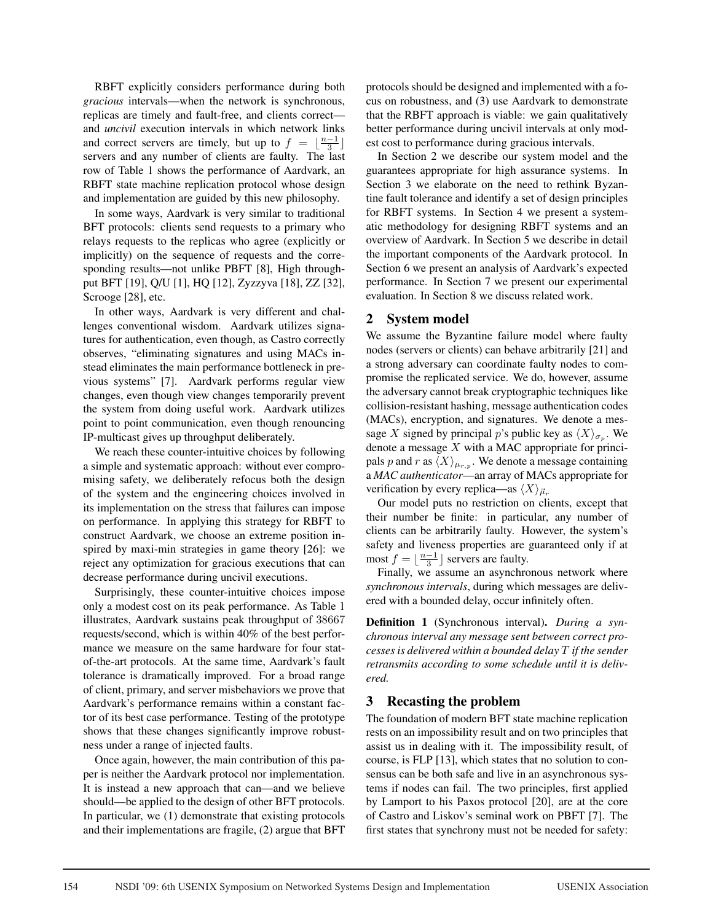RBFT explicitly considers performance during both *gracious* intervals—when the network is synchronous, replicas are timely and fault-free, and clients correct—and *uncivil* execution intervals in which network links and correct servers are timely, but up to $f = \lfloor \frac{n-1}{3} \rfloor$ servers and any number of clients are faulty. The last row of Table 1 shows the performance of Aardvark, an RBFT state machine replication protocol whose design and implementation are guided by this new philosophy.

In some ways, Aardvark is very similar to traditional BFT protocols: clients send requests to a primary who relays requests to the replicas who agree (explicitly or implicitly) on the sequence of requests and the corresponding results—not unlike PBFT [8], High throughput BFT [19], Q/U [1], HQ [12], Zyzzyva [18], ZZ [32], Scrooge [28], etc.

In other ways, Aardvark is very different and challenges conventional wisdom. Aardvark utilizes signatures for authentication, even though, as Castro correctly observes, "eliminating signatures and using MACs instead eliminates the main performance bottleneck in previous systems" [7]. Aardvark performs regular view changes, even though view changes temporarily prevent the system from doing useful work. Aardvark utilizes point to point communication, even though renouncing IP-multicast gives up throughput deliberately.

We reach these counter-intuitive choices by following a simple and systematic approach: without ever compromising safety, we deliberately refocus both the design of the system and the engineering choices involved in its implementation on the stress that failures can impose on performance. In applying this strategy for RBFT to construct Aardvark, we choose an extreme position inspired by maxi-min strategies in game theory [26]: we reject any optimization for gracious executions that can decrease performance during uncivil executions.

Surprisingly, these counter-intuitive choices impose only a modest cost on its peak performance. As Table 1 illustrates, Aardvark sustains peak throughput of 38667 requests/second, which is within 40% of the best performance we measure on the same hardware for four state-of-the-art protocols. At the same time, Aardvark's fault tolerance is dramatically improved. For a broad range of client, primary, and server misbehaviors we prove that Aardvark's performance remains within a constant factor of its best case performance. Testing of the prototype shows that these changes significantly improve robustness under a range of injected faults.

Once again, however, the main contribution of this paper is neither the Aardvark protocol nor implementation. It is instead a new approach that can—and we believe should—be applied to the design of other BFT protocols. In particular, we (1) demonstrate that existing protocols and their implementations are fragile, (2) argue that BFT protocols should be designed and implemented with a focus on robustness, and (3) use Aardvark to demonstrate that the RBFT approach is viable: we gain qualitatively better performance during uncivil intervals at only modest cost to performance during gracious intervals.

In Section 2 we describe our system model and the guarantees appropriate for high assurance systems. In Section 3 we elaborate on the need to rethink Byzantine fault tolerance and identify a set of design principles for RBFT systems. In Section 4 we present a systematic methodology for designing RBFT systems and an overview of Aardvark. In Section 5 we describe in detail the important components of the Aardvark protocol. In Section 6 we present an analysis of Aardvark's expected performance. In Section 7 we present our experimental evaluation. In Section 8 we discuss related work.

## 2 System model

We assume the Byzantine failure model where faulty nodes (servers or clients) can behave arbitrarily [21] and a strong adversary can coordinate faulty nodes to compromise the replicated service. We do, however, assume the adversary cannot break cryptographic techniques like collision-resistant hashing, message authentication codes (MACs), encryption, and signatures. We denote a message $X$ signed by principal $p$'s public key as $\langle X \rangle_{\sigma_p}$. We denote a message $X$ with a MAC appropriate for principals $p$ and $r$ as $\langle X \rangle_{\mu_{r,p}}$. We denote a message containing a *MAC authenticator*—an array of MACs appropriate for verification by every replica—as $\langle X \rangle_{\vec{\mu}_r}$

Our model puts no restriction on clients, except that their number be finite: in particular, any number of clients can be arbitrarily faulty. However, the system's safety and liveness properties are guaranteed only if at most $f = \lfloor \frac{n-1}{3} \rfloor$ servers are faulty.

Finally, we assume an asynchronous network where *synchronous intervals*, during which messages are delivered with a bounded delay, occur infinitely often.

**Definition 1** (Synchronous interval)**.** *During a synchronous interval any message sent between correct processes is delivered within a bounded delay $T$ if the sender retransmits according to some schedule until it is delivered.*

## 3 Recasting the problem

The foundation of modern BFT state machine replication rests on an impossibility result and on two principles that assist us in dealing with it. The impossibility result, of course, is FLP [13], which states that no solution to consensus can be both safe and live in an asynchronous systems if nodes can fail. The two principles, first applied by Lamport to his Paxos protocol [20], are at the core of Castro and Liskov's seminal work on PBFT [7]. The first states that synchrony must not be needed for safety: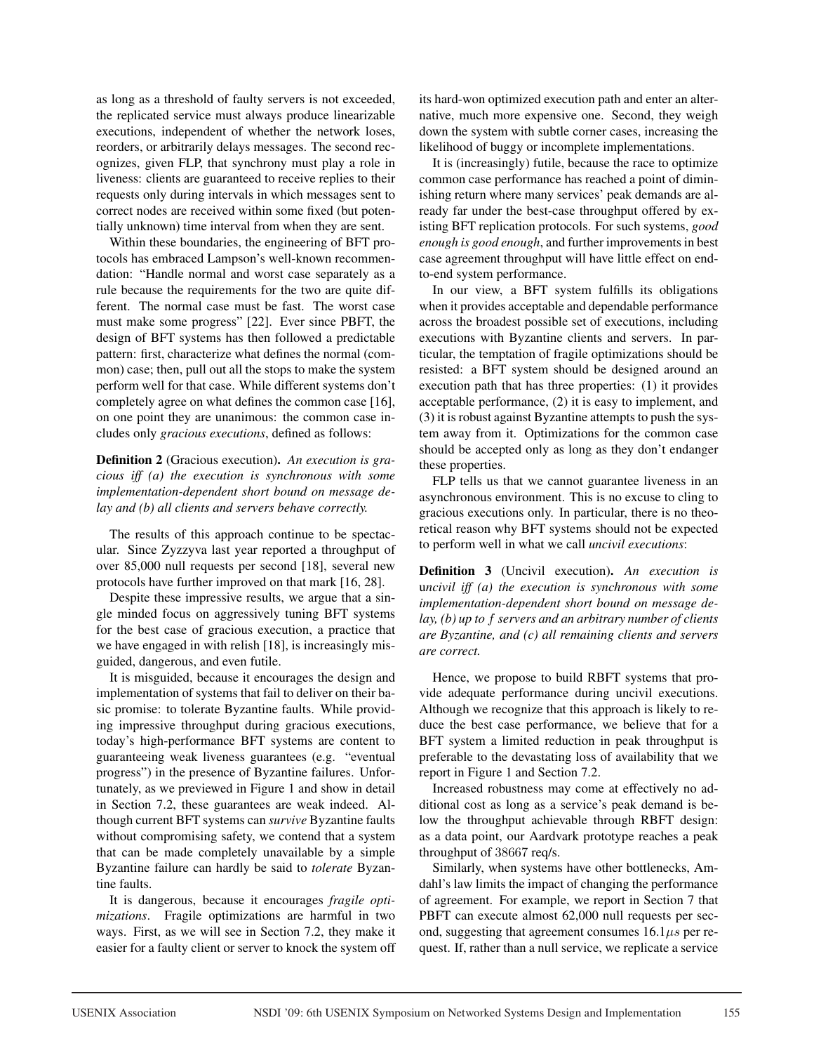as long as a threshold of faulty servers is not exceeded, the replicated service must always produce linearizable executions, independent of whether the network loses, reorders, or arbitrarily delays messages. The second recognizes, given FLP, that synchrony must play a role in liveness: clients are guaranteed to receive replies to their requests only during intervals in which messages sent to correct nodes are received within some fixed (but potentially unknown) time interval from when they are sent.

Within these boundaries, the engineering of BFT protocols has embraced Lampson's well-known recommendation: "Handle normal and worst case separately as a rule because the requirements for the two are quite different. The normal case must be fast. The worst case must make some progress" [22]. Ever since PBFT, the design of BFT systems has then followed a predictable pattern: first, characterize what defines the normal (common) case; then, pull out all the stops to make the system perform well for that case. While different systems don't completely agree on what defines the common case [16], on one point they are unanimous: the common case includes only *gracious executions*, defined as follows:

**Definition 2** (Gracious execution)**.** *An execution is gracious iff (a) the execution is synchronous with some implementation-dependent short bound on message delay and (b) all clients and servers behave correctly.*

The results of this approach continue to be spectacular. Since Zyzzyva last year reported a throughput of over 85,000 null requests per second [18], several new protocols have further improved on that mark [16, 28].

Despite these impressive results, we argue that a single minded focus on aggressively tuning BFT systems for the best case of gracious execution, a practice that we have engaged in with relish [18], is increasingly misguided, dangerous, and even futile.

It is misguided, because it encourages the design and implementation of systems that fail to deliver on their basic promise: to tolerate Byzantine faults. While providing impressive throughput during gracious executions, today's high-performance BFT systems are content to guaranteeing weak liveness guarantees (e.g. "eventual progress") in the presence of Byzantine failures. Unfortunately, as we previewed in Figure 1 and show in detail in Section 7.2, these guarantees are weak indeed. Although current BFT systems can *survive* Byzantine faults without compromising safety, we contend that a system that can be made completely unavailable by a simple Byzantine failure can hardly be said to *tolerate* Byzantine faults.

It is dangerous, because it encourages *fragile optimizations*. Fragile optimizations are harmful in two ways. First, as we will see in Section 7.2, they make it easier for a faulty client or server to knock the system off its hard-won optimized execution path and enter an alternative, much more expensive one. Second, they weigh down the system with subtle corner cases, increasing the likelihood of buggy or incomplete implementations.

It is (increasingly) futile, because the race to optimize common case performance has reached a point of diminishing return where many services' peak demands are already far under the best-case throughput offered by existing BFT replication protocols. For such systems, *good enough is good enough*, and further improvements in best case agreement throughput will have little effect on end-to-end system performance.

In our view, a BFT system fulfills its obligations when it provides acceptable and dependable performance across the broadest possible set of executions, including executions with Byzantine clients and servers. In particular, the temptation of fragile optimizations should be resisted: a BFT system should be designed around an execution path that has three properties: (1) it provides acceptable performance, (2) it is easy to implement, and (3) it is robust against Byzantine attempts to push the system away from it. Optimizations for the common case should be accepted only as long as they don't endanger these properties.

FLP tells us that we cannot guarantee liveness in an asynchronous environment. This is no excuse to cling to gracious executions only. In particular, there is no theoretical reason why BFT systems should not be expected to perform well in what we call *uncivil executions*:

**Definition 3** (Uncivil execution)**.** *An execution is uncivil iff (a) the execution is synchronous with some implementation-dependent short bound on message delay, (b) up to $f$ servers and an arbitrary number of clients are Byzantine, and (c) all remaining clients and servers are correct.*

Hence, we propose to build RBFT systems that provide adequate performance during uncivil executions. Although we recognize that this approach is likely to reduce the best case performance, we believe that for a BFT system a limited reduction in peak throughput is preferable to the devastating loss of availability that we report in Figure 1 and Section 7.2.

Increased robustness may come at effectively no additional cost as long as a service's peak demand is below the throughput achievable through RBFT design: as a data point, our Aardvark prototype reaches a peak throughput of 38667 req/s.

Similarly, when systems have other bottlenecks, Amdahl's law limits the impact of changing the performance of agreement. For example, we report in Section 7 that PBFT can execute almost 62,000 null requests per second, suggesting that agreement consumes $16.1\mu s$ per request. If, rather than a null service, we replicate a service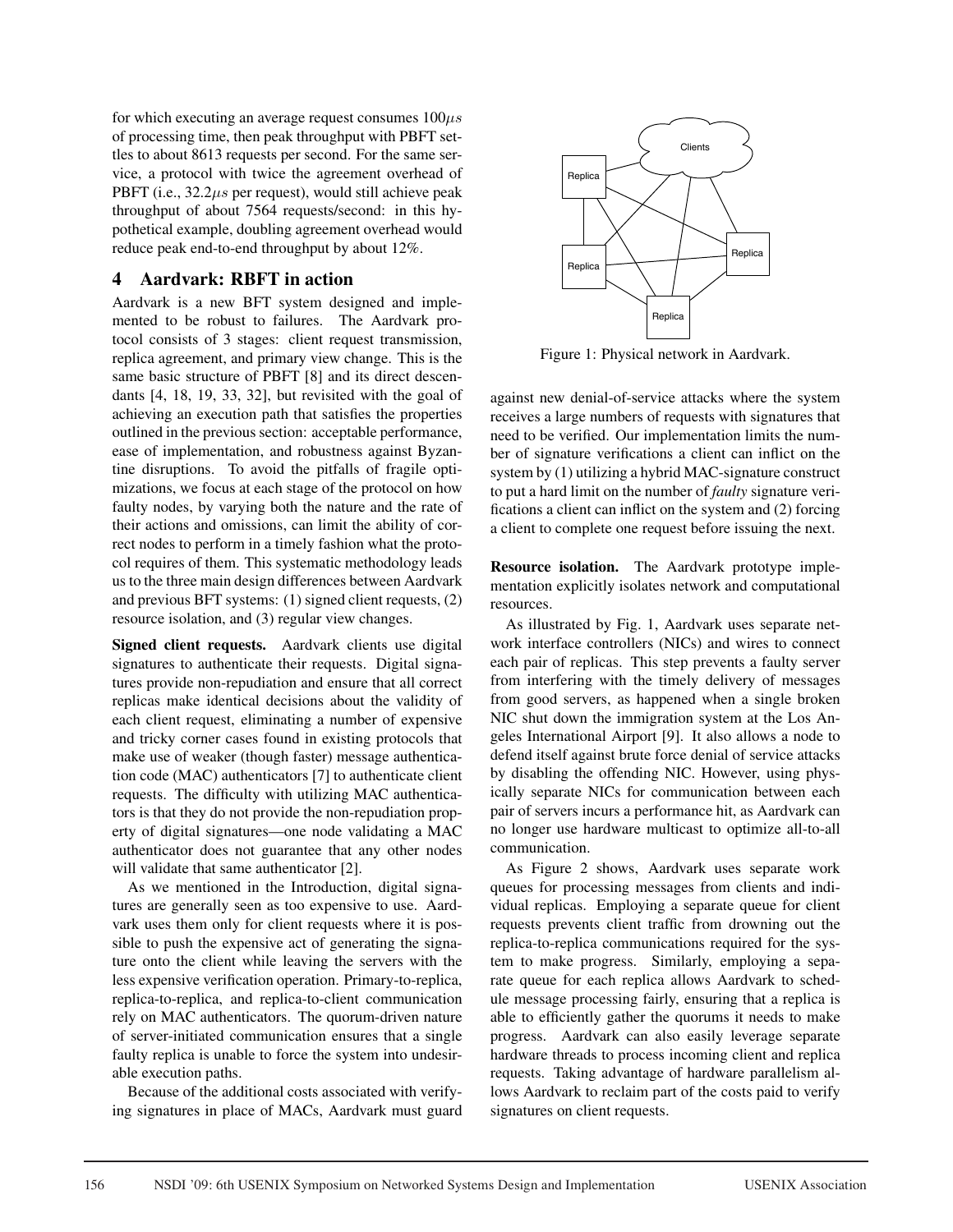for which executing an average request consumes $100\mu s$ of processing time, then peak throughput with PBFT settles to about 8613 requests per second. For the same service, a protocol with twice the agreement overhead of PBFT (i.e., $32.2\mu s$ per request), would still achieve peak throughput of about 7564 requests/second: in this hypothetical example, doubling agreement overhead would reduce peak end-to-end throughput by about 12%.

## 4 Aardvark: RBFT in action

Aardvark is a new BFT system designed and implemented to be robust to failures. The Aardvark protocol consists of 3 stages: client request transmission, replica agreement, and primary view change. This is the same basic structure of PBFT [8] and its direct descendants [4, 18, 19, 33, 32], but revisited with the goal of achieving an execution path that satisfies the properties outlined in the previous section: acceptable performance, ease of implementation, and robustness against Byzantine disruptions. To avoid the pitfalls of fragile optimizations, we focus at each stage of the protocol on how faulty nodes, by varying both the nature and the rate of their actions and omissions, can limit the ability of correct nodes to perform in a timely fashion what the protocol requires of them. This systematic methodology leads us to the three main design differences between Aardvark and previous BFT systems: (1) signed client requests, (2) resource isolation, and (3) regular view changes.

**Signed client requests.** Aardvark clients use digital signatures to authenticate their requests. Digital signatures provide non-repudiation and ensure that all correct replicas make identical decisions about the validity of each client request, eliminating a number of expensive and tricky corner cases found in existing protocols that make use of weaker (though faster) message authentication code (MAC) authenticators [7] to authenticate client requests. The difficulty with utilizing MAC authenticators is that they do not provide the non-repudiation property of digital signatures—one node validating a MAC authenticator does not guarantee that any other nodes will validate that same authenticator [2].

As we mentioned in the Introduction, digital signatures are generally seen as too expensive to use. Aardvark uses them only for client requests where it is possible to push the expensive act of generating the signature onto the client while leaving the servers with the less expensive verification operation. Primary-to-replica, replica-to-replica, and replica-to-client communication rely on MAC authenticators. The quorum-driven nature of server-initiated communication ensures that a single faulty replica is unable to force the system into undesirable execution paths.

Because of the additional costs associated with verifying signatures in place of MACs, Aardvark must guard against new denial-of-service attacks where the system receives a large numbers of requests with signatures that need to be verified. Our implementation limits the number of signature verifications a client can inflict on the system by (1) utilizing a hybrid MAC-signature construct to put a hard limit on the number of *faulty* signature verifications a client can inflict on the system and (2) forcing a client to complete one request before issuing the next.

Figure 1: Physical network in Aardvark.

**Resource isolation.** The Aardvark prototype implementation explicitly isolates network and computational resources.

As illustrated by Fig. 1, Aardvark uses separate network interface controllers (NICs) and wires to connect each pair of replicas. This step prevents a faulty server from interfering with the timely delivery of messages from good servers, as happened when a single broken NIC shut down the immigration system at the Los Angeles International Airport [9]. It also allows a node to defend itself against brute force denial of service attacks by disabling the offending NIC. However, using physically separate NICs for communication between each pair of servers incurs a performance hit, as Aardvark can no longer use hardware multicast to optimize all-to-all communication.

As Figure 2 shows, Aardvark uses separate work queues for processing messages from clients and individual replicas. Employing a separate queue for client requests prevents client traffic from drowning out the replica-to-replica communications required for the system to make progress. Similarly, employing a separate queue for each replica allows Aardvark to schedule message processing fairly, ensuring that a replica is able to efficiently gather the quorums it needs to make progress. Aardvark can also easily leverage separate hardware threads to process incoming client and replica requests. Taking advantage of hardware parallelism allows Aardvark to reclaim part of the costs paid to verify signatures on client requests.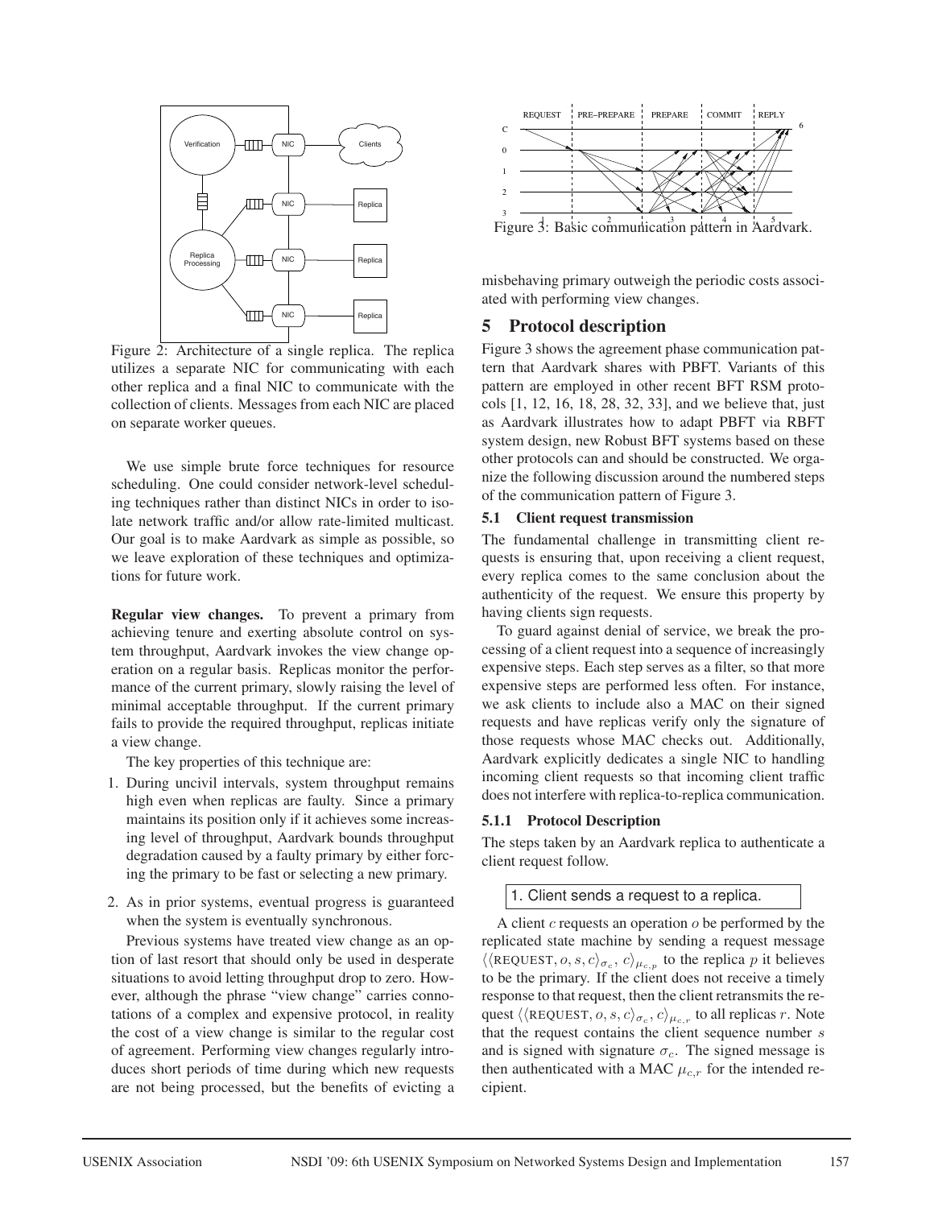Figure 2: Architecture of a single replica. The replica utilizes a separate NIC for communicating with each other replica and a final NIC to communicate with the collection of clients. Messages from each NIC are placed on separate worker queues.

We use simple brute force techniques for resource scheduling. One could consider network-level scheduling techniques rather than distinct NICs in order to isolate network traffic and/or allow rate-limited multicast. Our goal is to make Aardvark as simple as possible, so we leave exploration of these techniques and optimizations for future work.

**Regular view changes.** To prevent a primary from achieving tenure and exerting absolute control on system throughput, Aardvark invokes the view change operation on a regular basis. Replicas monitor the performance of the current primary, slowly raising the level of minimal acceptable throughput. If the current primary fails to provide the required throughput, replicas initiate a view change.

The key properties of this technique are:

1. During uncivil intervals, system throughput remains high even when replicas are faulty. Since a primary maintains its position only if it achieves some increasing level of throughput, Aardvark bounds throughput degradation caused by a faulty primary by either forcing the primary to be fast or selecting a new primary.
2. As in prior systems, eventual progress is guaranteed when the system is eventually synchronous.

Previous systems have treated view change as an option of last resort that should only be used in desperate situations to avoid letting throughput drop to zero. However, although the phrase "view change" carries connotations of a complex and expensive protocol, in reality the cost of a view change is similar to the regular cost of agreement. Performing view changes regularly introduces short periods of time during which new requests are not being processed, but the benefits of evicting a misbehaving primary outweigh the periodic costs associated with performing view changes.

Figure 3: Basic communication pattern in Aardvark.

# 5 Protocol description

Figure 3 shows the agreement phase communication pattern that Aardvark shares with PBFT. Variants of this pattern are employed in other recent BFT RSM protocols [1, 12, 16, 18, 28, 32, 33], and we believe that, just as Aardvark illustrates how to adapt PBFT via RBFT system design, new Robust BFT systems based on these other protocols can and should be constructed. We organize the following discussion around the numbered steps of the communication pattern of Figure 3.

## 5.1 Client request transmission

The fundamental challenge in transmitting client requests is ensuring that, upon receiving a client request, every replica comes to the same conclusion about the authenticity of the request. We ensure this property by having clients sign requests.

To guard against denial of service, we break the processing of a client request into a sequence of increasingly expensive steps. Each step serves as a filter, so that more expensive steps are performed less often. For instance, we ask clients to include also a MAC on their signed requests and have replicas verify only the signature of those requests whose MAC checks out. Additionally, Aardvark explicitly dedicates a single NIC to handling incoming client requests so that incoming client traffic does not interfere with replica-to-replica communication.

### 5.1.1 Protocol Description

The steps taken by an Aardvark replica to authenticate a client request follow.

1. Client sends a request to a replica.

A client $c$ requests an operation $o$ be performed by the replicated state machine by sending a request message $\langle\langle \text{REQUEST}, o, s, c\rangle_{\sigma_c}, c\rangle_{\mu_{c,p}}$ to the replica $p$ it believes to be the primary. If the client does not receive a timely response to that request, then the client retransmits the request $\langle\langle \text{REQUEST}, o, s, c\rangle_{\sigma_c}, c\rangle_{\mu_{c,r}}$ to all replicas $r$. Note that the request contains the client sequence number $s$ and is signed with signature $\sigma_c$. The signed message is then authenticated with a MAC $\mu_{c,r}$ for the intended recipient.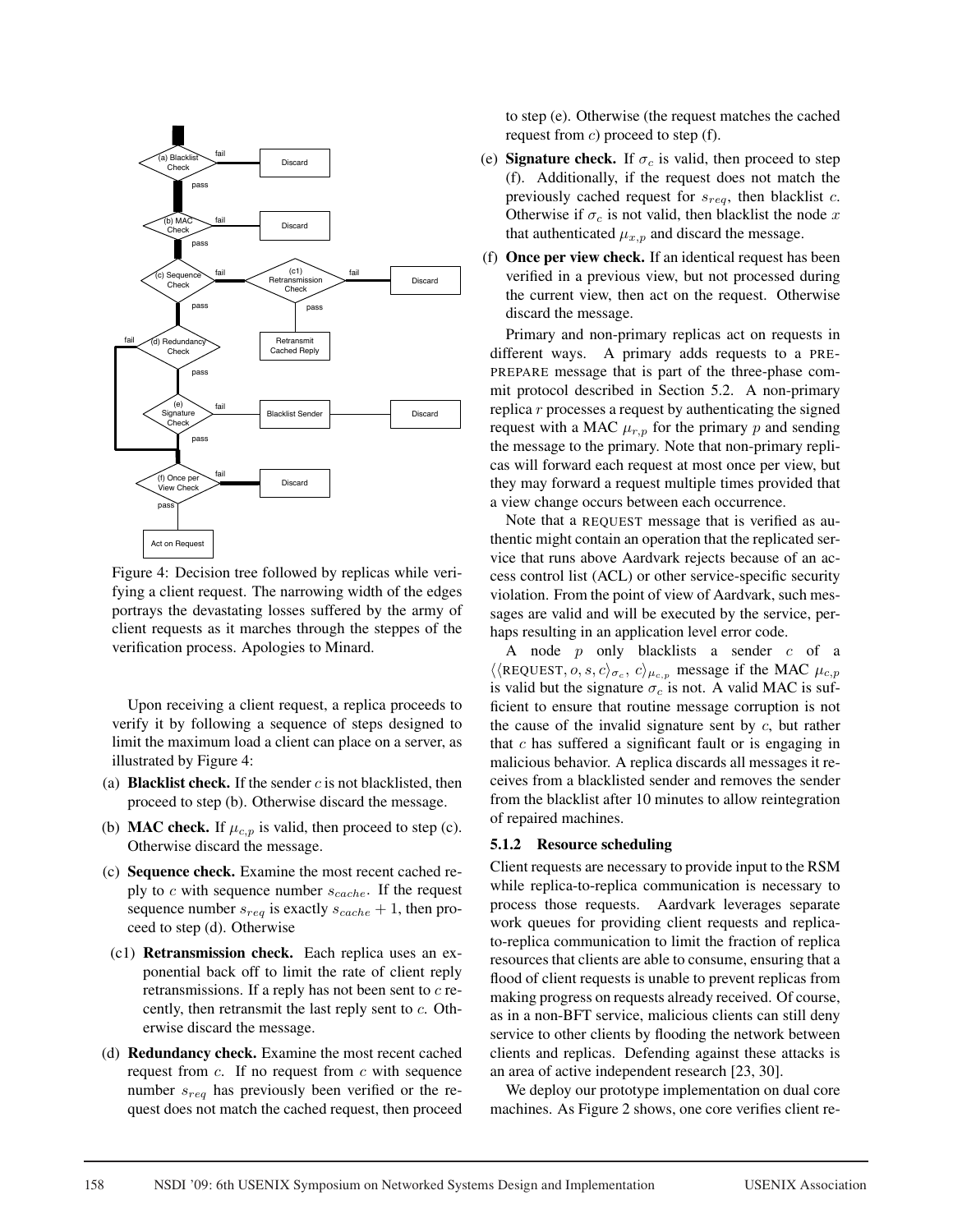Figure 4: Decision tree followed by replicas while verifying a client request. The narrowing width of the edges portrays the devastating losses suffered by the army of client requests as it marches through the steppes of the verification process. Apologies to Minard.

Upon receiving a client request, a replica proceeds to verify it by following a sequence of steps designed to limit the maximum load a client can place on a server, as illustrated by Figure 4:

(a) **Blacklist check.** If the sender $c$ is not blacklisted, then proceed to step (b). Otherwise discard the message.

(b) **MAC check.** If $\mu_{c,p}$ is valid, then proceed to step (c). Otherwise discard the message.

(c) **Sequence check.** Examine the most recent cached reply to $c$ with sequence number $s_{cache}$. If the request sequence number $s_{req}$ is exactly $s_{cache} + 1$, then proceed to step (d). Otherwise

(c1) **Retransmission check.** Each replica uses an exponential back off to limit the rate of client reply retransmissions. If a reply has not been sent to $c$ recently, then retransmit the last reply sent to $c$. Otherwise discard the message.

(d) **Redundancy check.** Examine the most recent cached request from $c$. If no request from $c$ with sequence number $s_{req}$ has previously been verified or the request does not match the cached request, then proceed to step (e). Otherwise (the request matches the cached request from $c$) proceed to step (f).

(e) **Signature check.** If $\sigma_c$ is valid, then proceed to step (f). Additionally, if the request does not match the previously cached request for $s_{req}$, then blacklist $c$. Otherwise if $\sigma_c$ is not valid, then blacklist the node $x$ that authenticated $\mu_{x,p}$ and discard the message.

(f) **Once per view check.** If an identical request has been verified in a previous view, but not processed during the current view, then act on the request. Otherwise discard the message.

Primary and non-primary replicas act on requests in different ways. A primary adds requests to a PRE-PREPARE message that is part of the three-phase commit protocol described in Section 5.2. A non-primary replica $r$ processes a request by authenticating the signed request with a MAC $\mu_{r,p}$ for the primary $p$ and sending the message to the primary. Note that non-primary replicas will forward each request at most once per view, but they may forward a request multiple times provided that a view change occurs between each occurrence.

Note that a REQUEST message that is verified as authentic might contain an operation that the replicated service that runs above Aardvark rejects because of an access control list (ACL) or other service-specific security violation. From the point of view of Aardvark, such messages are valid and will be executed by the service, perhaps resulting in an application level error code.

A node $p$ only blacklists a sender $c$ of a $\langle\langle \text{REQUEST}, o, s, c\rangle_{\sigma_c},\ c\rangle_{\mu_{c,p}}$ message if the MAC $\mu_{c,p}$ is valid but the signature $\sigma_c$ is not. A valid MAC is sufficient to ensure that routine message corruption is not the cause of the invalid signature sent by $c$, but rather that $c$ has suffered a significant fault or is engaging in malicious behavior. A replica discards all messages it receives from a blacklisted sender and removes the sender from the blacklist after 10 minutes to allow reintegration of repaired machines.

#### 5.1.2 Resource scheduling

Client requests are necessary to provide input to the RSM while replica-to-replica communication is necessary to process those requests. Aardvark leverages separate work queues for providing client requests and replica-to-replica communication to limit the fraction of replica resources that clients are able to consume, ensuring that a flood of client requests is unable to prevent replicas from making progress on requests already received. Of course, as in a non-BFT service, malicious clients can still deny service to other clients by flooding the network between clients and replicas. Defending against these attacks is an area of active independent research [23, 30].

We deploy our prototype implementation on dual core machines. As Figure 2 shows, one core verifies client re-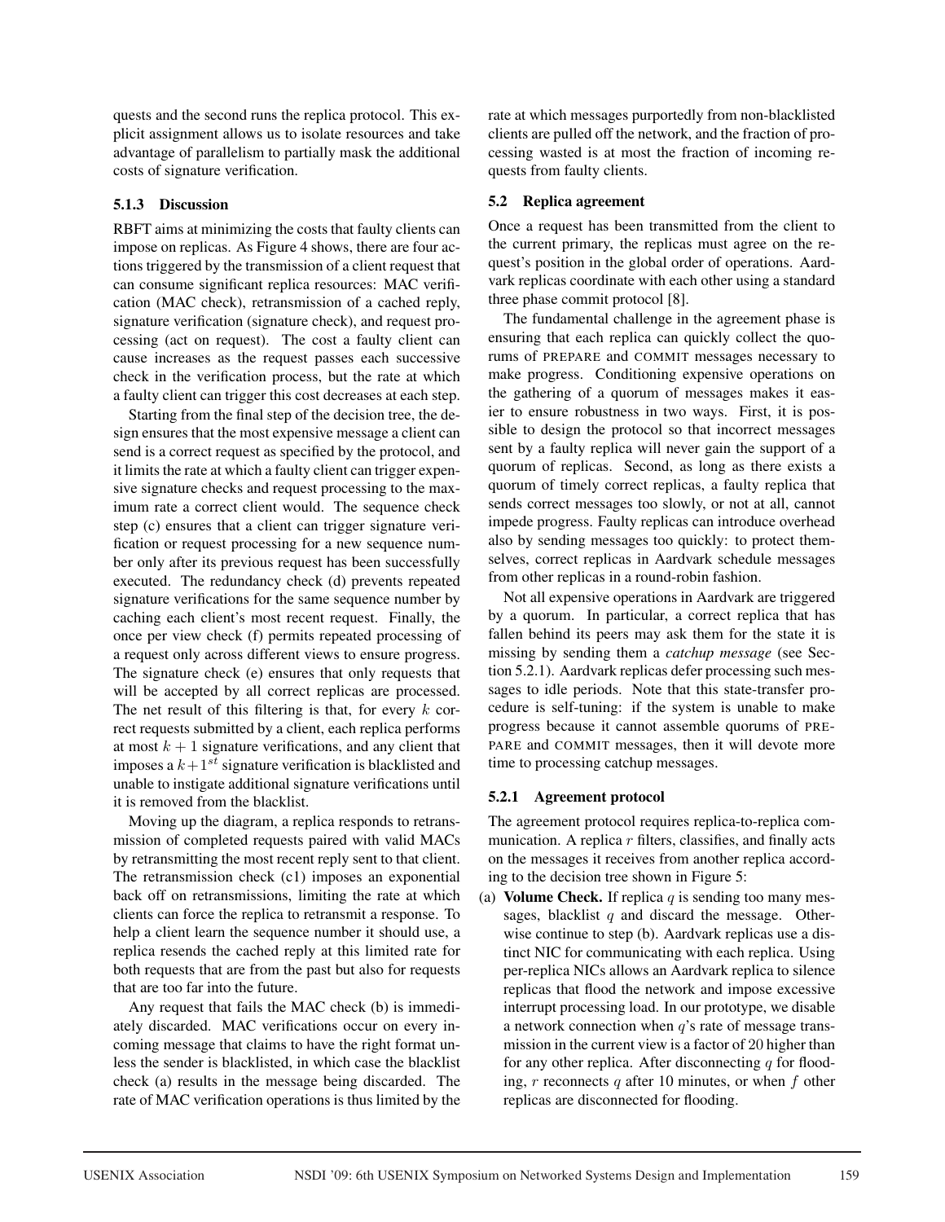quests and the second runs the replica protocol. This explicit assignment allows us to isolate resources and take advantage of parallelism to partially mask the additional costs of signature verification.

#### 5.1.3 Discussion

RBFT aims at minimizing the costs that faulty clients can impose on replicas. As Figure 4 shows, there are four actions triggered by the transmission of a client request that can consume significant replica resources: MAC verification (MAC check), retransmission of a cached reply, signature verification (signature check), and request processing (act on request). The cost a faulty client can cause increases as the request passes each successive check in the verification process, but the rate at which a faulty client can trigger this cost decreases at each step.

Starting from the final step of the decision tree, the design ensures that the most expensive message a client can send is a correct request as specified by the protocol, and it limits the rate at which a faulty client can trigger expensive signature checks and request processing to the maximum rate a correct client would. The sequence check step (c) ensures that a client can trigger signature verification or request processing for a new sequence number only after its previous request has been successfully executed. The redundancy check (d) prevents repeated signature verifications for the same sequence number by caching each client's most recent request. Finally, the once per view check (f) permits repeated processing of a request only across different views to ensure progress. The signature check (e) ensures that only requests that will be accepted by all correct replicas are processed. The net result of this filtering is that, for every $k$ correct requests submitted by a client, each replica performs at most $k+1$ signature verifications, and any client that imposes a $k+1^{st}$ signature verification is blacklisted and unable to instigate additional signature verifications until it is removed from the blacklist.

Moving up the diagram, a replica responds to retransmission of completed requests paired with valid MACs by retransmitting the most recent reply sent to that client. The retransmission check (c1) imposes an exponential back off on retransmissions, limiting the rate at which clients can force the replica to retransmit a response. To help a client learn the sequence number it should use, a replica resends the cached reply at this limited rate for both requests that are from the past but also for requests that are too far into the future.

Any request that fails the MAC check (b) is immediately discarded. MAC verifications occur on every incoming message that claims to have the right format unless the sender is blacklisted, in which case the blacklist check (a) results in the message being discarded. The rate of MAC verification operations is thus limited by the rate at which messages purportedly from non-blacklisted clients are pulled off the network, and the fraction of processing wasted is at most the fraction of incoming requests from faulty clients.

### 5.2 Replica agreement

Once a request has been transmitted from the client to the current primary, the replicas must agree on the request's position in the global order of operations. Aardvark replicas coordinate with each other using a standard three phase commit protocol [8].

The fundamental challenge in the agreement phase is ensuring that each replica can quickly collect the quorums of PREPARE and COMMIT messages necessary to make progress. Conditioning expensive operations on the gathering of a quorum of messages makes it easier to ensure robustness in two ways. First, it is possible to design the protocol so that incorrect messages sent by a faulty replica will never gain the support of a quorum of replicas. Second, as long as there exists a quorum of timely correct replicas, a faulty replica that sends correct messages too slowly, or not at all, cannot impede progress. Faulty replicas can introduce overhead also by sending messages too quickly: to protect themselves, correct replicas in Aardvark schedule messages from other replicas in a round-robin fashion.

Not all expensive operations in Aardvark are triggered by a quorum. In particular, a correct replica that has fallen behind its peers may ask them for the state it is missing by sending them a *catchup message* (see Section 5.2.1). Aardvark replicas defer processing such messages to idle periods. Note that this state-transfer procedure is self-tuning: if the system is unable to make progress because it cannot assemble quorums of PREPARE and COMMIT messages, then it will devote more time to processing catchup messages.

#### 5.2.1 Agreement protocol

The agreement protocol requires replica-to-replica communication. A replica $r$ filters, classifies, and finally acts on the messages it receives from another replica according to the decision tree shown in Figure 5:

(a) **Volume Check.** If replica $q$ is sending too many messages, blacklist $q$ and discard the message. Otherwise continue to step (b). Aardvark replicas use a distinct NIC for communicating with each replica. Using per-replica NICs allows an Aardvark replica to silence replicas that flood the network and impose excessive interrupt processing load. In our prototype, we disable a network connection when $q$'s rate of message transmission in the current view is a factor of 20 higher than for any other replica. After disconnecting $q$ for flooding, $r$ reconnects $q$ after 10 minutes, or when $f$ other replicas are disconnected for flooding.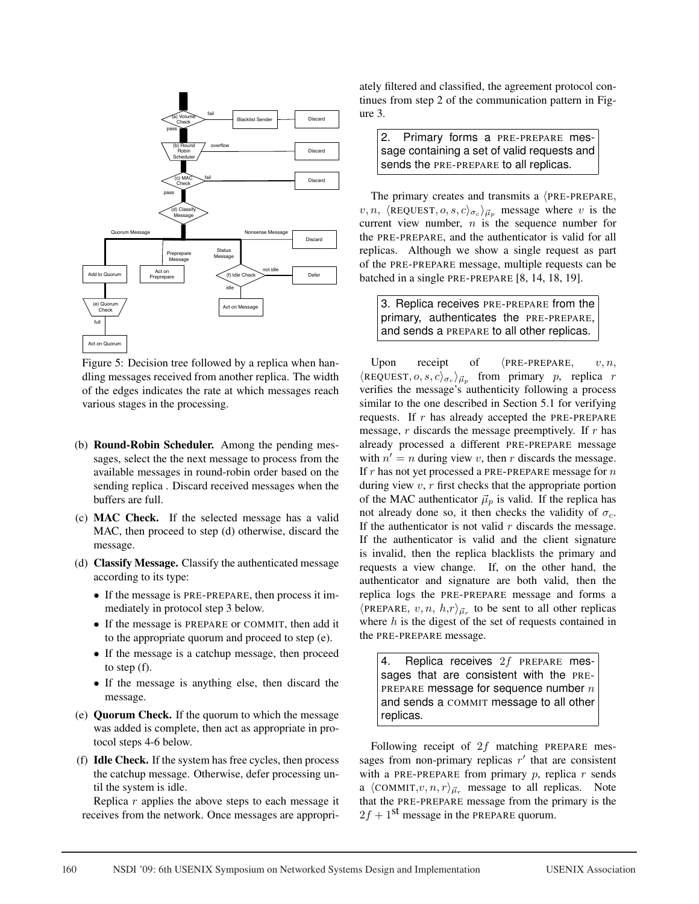Figure 5: Decision tree followed by a replica when handling messages received from another replica. The width of the edges indicates the rate at which messages reach various stages in the processing.

(b) **Round-Robin Scheduler.** Among the pending messages, select the the next message to process from the available messages in round-robin order based on the sending replica . Discard received messages when the buffers are full.

(c) **MAC Check.** If the selected message has a valid MAC, then proceed to step (d) otherwise, discard the message.

(d) **Classify Message.** Classify the authenticated message according to its type:

- If the message is PRE-PREPARE, then process it immediately in protocol step 3 below.
- If the message is PREPARE or COMMIT, then add it to the appropriate quorum and proceed to step (e).
- If the message is a catchup message, then proceed to step (f).
- If the message is anything else, then discard the message.

(e) **Quorum Check.** If the quorum to which the message was added is complete, then act as appropriate in protocol steps 4-6 below.

(f) **Idle Check.** If the system has free cycles, then process the catchup message. Otherwise, defer processing until the system is idle.

Replica $r$ applies the above steps to each message it receives from the network. Once messages are appropriately filtered and classified, the agreement protocol continues from step 2 of the communication pattern in Figure 3.

> 2. Primary forms a PRE-PREPARE message containing a set of valid requests and sends the PRE-PREPARE to all replicas.

The primary creates and transmits a $\langle$PRE-PREPARE, $v, n$, $\langle$REQUEST$, o, s, c\rangle_{\sigma_c}\rangle_{\vec{\mu}_p}$ message where $v$ is the current view number, $n$ is the sequence number for the PRE-PREPARE, and the authenticator is valid for all replicas. Although we show a single request as part of the PRE-PREPARE message, multiple requests can be batched in a single PRE-PREPARE [8, 14, 18, 19].

> 3. Replica receives PRE-PREPARE from the primary, authenticates the PRE-PREPARE, and sends a PREPARE to all other replicas.

Upon receipt of $\langle$PRE-PREPARE, $v, n$, $\langle$REQUEST$, o, s, c\rangle_{\sigma_c}\rangle_{\vec{\mu}_p}$ from primary $p$, replica $r$ verifies the message's authenticity following a process similar to the one described in Section 5.1 for verifying requests. If $r$ has already accepted the PRE-PREPARE message, $r$ discards the message preemptively. If $r$ has already processed a different PRE-PREPARE message with $n' = n$ during view $v$, then $r$ discards the message. If $r$ has not yet processed a PRE-PREPARE message for $n$ during view $v$, $r$ first checks that the appropriate portion of the MAC authenticator $\vec{\mu}_p$ is valid. If the replica has not already done so, it then checks the validity of $\sigma_c$. If the authenticator is not valid $r$ discards the message. If the authenticator is valid and the client signature is invalid, then the replica blacklists the primary and requests a view change. If, on the other hand, the authenticator and signature are both valid, then the replica logs the PRE-PREPARE message and forms a $\langle$PREPARE, $v, n, h, r\rangle_{\vec{\mu}_r}$ to be sent to all other replicas where $h$ is the digest of the set of requests contained in the PRE-PREPARE message.

> 4. Replica receives $2f$ PREPARE messages that are consistent with the PRE-PREPARE message for sequence number $n$ and sends a COMMIT message to all other replicas.

Following receipt of $2f$ matching PREPARE messages from non-primary replicas $r'$ that are consistent with a PRE-PREPARE from primary $p$, replica $r$ sends a $\langle$COMMIT$, v, n, r\rangle_{\vec{\mu}_r}$ message to all replicas. Note that the PRE-PREPARE message from the primary is the $2f + 1^{\text{st}}$ message in the PREPARE quorum.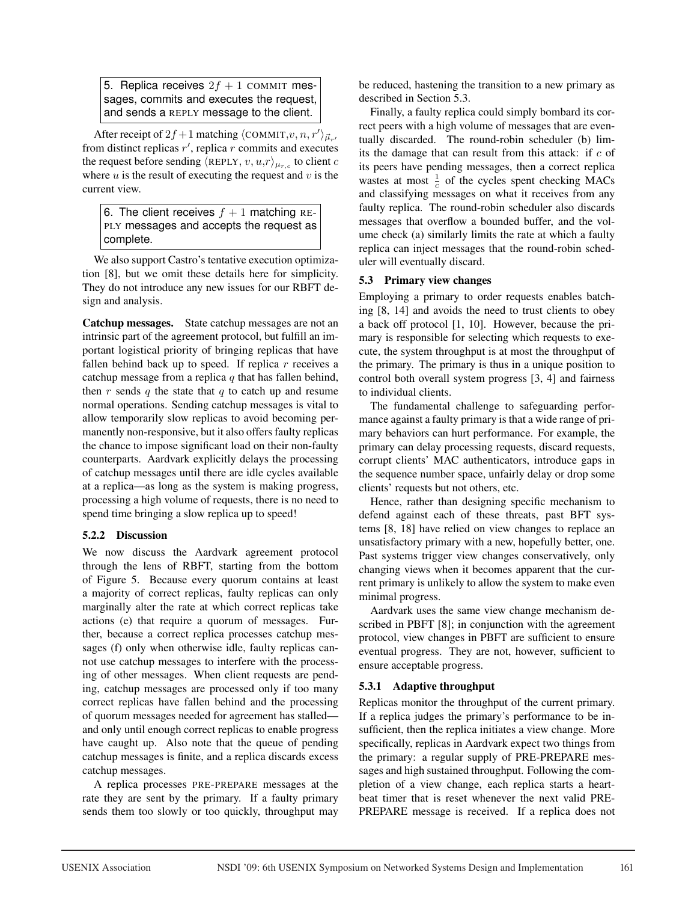5. Replica receives $2f + 1$ COMMIT messages, commits and executes the request, and sends a REPLY message to the client.

After receipt of $2f+1$ matching $\langle \text{COMMIT}, v, n, r' \rangle_{\vec{\mu}_{r'}}$ from distinct replicas $r'$, replica $r$ commits and executes the request before sending $\langle \text{REPLY}, v, u, r \rangle_{\mu_{r,c}}$ to client $c$ where $u$ is the result of executing the request and $v$ is the current view.

6. The client receives $f + 1$ matching REPLY messages and accepts the request as complete.

We also support Castro's tentative execution optimization [8], but we omit these details here for simplicity. They do not introduce any new issues for our RBFT design and analysis.

**Catchup messages.** State catchup messages are not an intrinsic part of the agreement protocol, but fulfill an important logistical priority of bringing replicas that have fallen behind back up to speed. If replica $r$ receives a catchup message from a replica $q$ that has fallen behind, then $r$ sends $q$ the state that $q$ to catch up and resume normal operations. Sending catchup messages is vital to allow temporarily slow replicas to avoid becoming permanently non-responsive, but it also offers faulty replicas the chance to impose significant load on their non-faulty counterparts. Aardvark explicitly delays the processing of catchup messages until there are idle cycles available at a replica—as long as the system is making progress, processing a high volume of requests, there is no need to spend time bringing a slow replica up to speed!

#### 5.2.2 Discussion

We now discuss the Aardvark agreement protocol through the lens of RBFT, starting from the bottom of Figure 5. Because every quorum contains at least a majority of correct replicas, faulty replicas can only marginally alter the rate at which correct replicas take actions (e) that require a quorum of messages. Further, because a correct replica processes catchup messages (f) only when otherwise idle, faulty replicas cannot use catchup messages to interfere with the processing of other messages. When client requests are pending, catchup messages are processed only if too many correct replicas have fallen behind and the processing of quorum messages needed for agreement has stalled—and only until enough correct replicas to enable progress have caught up. Also note that the queue of pending catchup messages is finite, and a replica discards excess catchup messages.

A replica processes PRE-PREPARE messages at the rate they are sent by the primary. If a faulty primary sends them too slowly or too quickly, throughput may be reduced, hastening the transition to a new primary as described in Section 5.3.

Finally, a faulty replica could simply bombard its correct peers with a high volume of messages that are eventually discarded. The round-robin scheduler (b) limits the damage that can result from this attack: if $c$ of its peers have pending messages, then a correct replica wastes at most $\frac{1}{c}$ of the cycles spent checking MACs and classifying messages on what it receives from any faulty replica. The round-robin scheduler also discards messages that overflow a bounded buffer, and the volume check (a) similarly limits the rate at which a faulty replica can inject messages that the round-robin scheduler will eventually discard.

### 5.3 Primary view changes

Employing a primary to order requests enables batching [8, 14] and avoids the need to trust clients to obey a back off protocol [1, 10]. However, because the primary is responsible for selecting which requests to execute, the system throughput is at most the throughput of the primary. The primary is thus in a unique position to control both overall system progress [3, 4] and fairness to individual clients.

The fundamental challenge to safeguarding performance against a faulty primary is that a wide range of primary behaviors can hurt performance. For example, the primary can delay processing requests, discard requests, corrupt clients' MAC authenticators, introduce gaps in the sequence number space, unfairly delay or drop some clients' requests but not others, etc.

Hence, rather than designing specific mechanism to defend against each of these threats, past BFT systems [8, 18] have relied on view changes to replace an unsatisfactory primary with a new, hopefully better, one. Past systems trigger view changes conservatively, only changing views when it becomes apparent that the current primary is unlikely to allow the system to make even minimal progress.

Aardvark uses the same view change mechanism described in PBFT [8]; in conjunction with the agreement protocol, view changes in PBFT are sufficient to ensure eventual progress. They are not, however, sufficient to ensure acceptable progress.

#### 5.3.1 Adaptive throughput

Replicas monitor the throughput of the current primary. If a replica judges the primary's performance to be insufficient, then the replica initiates a view change. More specifically, replicas in Aardvark expect two things from the primary: a regular supply of PRE-PREPARE messages and high sustained throughput. Following the completion of a view change, each replica starts a heartbeat timer that is reset whenever the next valid PRE-PREPARE message is received. If a replica does not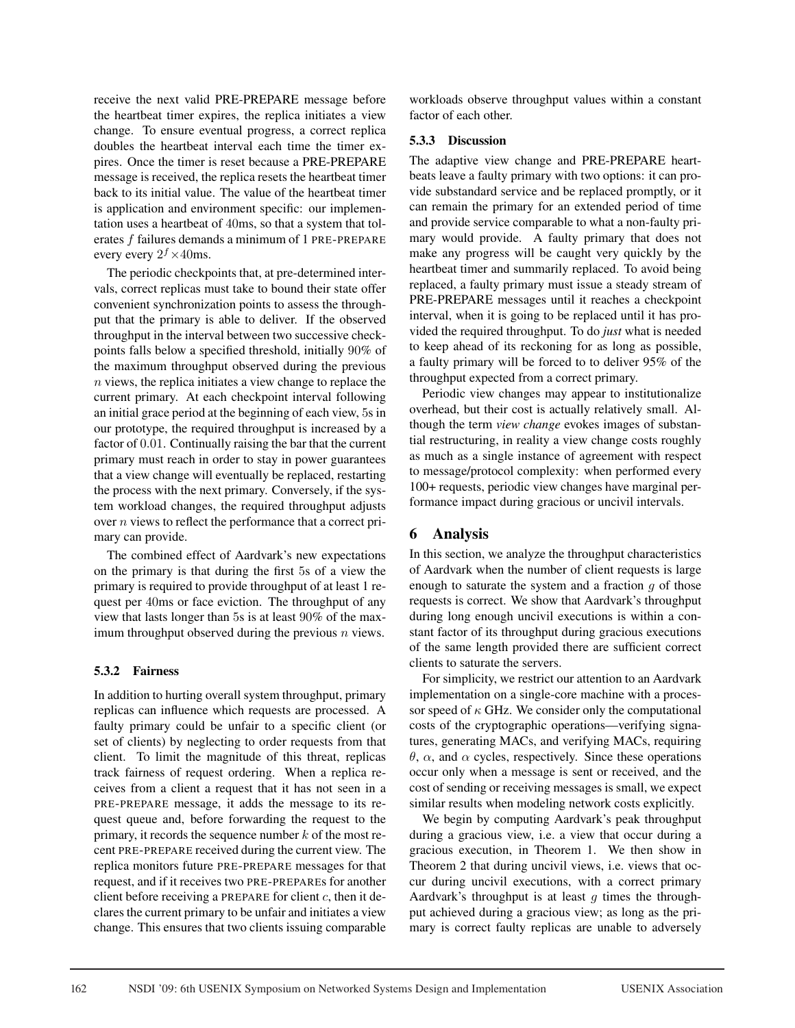receive the next valid PRE-PREPARE message before the heartbeat timer expires, the replica initiates a view change. To ensure eventual progress, a correct replica doubles the heartbeat interval each time the timer expires. Once the timer is reset because a PRE-PREPARE message is received, the replica resets the heartbeat timer back to its initial value. The value of the heartbeat timer is application and environment specific: our implementation uses a heartbeat of 40ms, so that a system that tolerates $f$ failures demands a minimum of 1 PRE-PREPARE every every $2^f \times 40$ms.

The periodic checkpoints that, at pre-determined intervals, correct replicas must take to bound their state offer convenient synchronization points to assess the throughput that the primary is able to deliver. If the observed throughput in the interval between two successive checkpoints falls below a specified threshold, initially 90% of the maximum throughput observed during the previous $n$ views, the replica initiates a view change to replace the current primary. At each checkpoint interval following an initial grace period at the beginning of each view, 5s in our prototype, the required throughput is increased by a factor of 0.01. Continually raising the bar that the current primary must reach in order to stay in power guarantees that a view change will eventually be replaced, restarting the process with the next primary. Conversely, if the system workload changes, the required throughput adjusts over $n$ views to reflect the performance that a correct primary can provide.

The combined effect of Aardvark's new expectations on the primary is that during the first 5s of a view the primary is required to provide throughput of at least 1 request per 40ms or face eviction. The throughput of any view that lasts longer than 5s is at least 90% of the maximum throughput observed during the previous $n$ views.

#### 5.3.2 Fairness

In addition to hurting overall system throughput, primary replicas can influence which requests are processed. A faulty primary could be unfair to a specific client (or set of clients) by neglecting to order requests from that client. To limit the magnitude of this threat, replicas track fairness of request ordering. When a replica receives from a client a request that it has not seen in a PRE-PREPARE message, it adds the message to its request queue and, before forwarding the request to the primary, it records the sequence number $k$ of the most recent PRE-PREPARE received during the current view. The replica monitors future PRE-PREPARE messages for that request, and if it receives two PRE-PREPAREs for another client before receiving a PREPARE for client $c$, then it declares the current primary to be unfair and initiates a view change. This ensures that two clients issuing comparable workloads observe throughput values within a constant factor of each other.

#### 5.3.3 Discussion

The adaptive view change and PRE-PREPARE heartbeats leave a faulty primary with two options: it can provide substandard service and be replaced promptly, or it can remain the primary for an extended period of time and provide service comparable to what a non-faulty primary would provide. A faulty primary that does not make any progress will be caught very quickly by the heartbeat timer and summarily replaced. To avoid being replaced, a faulty primary must issue a steady stream of PRE-PREPARE messages until it reaches a checkpoint interval, when it is going to be replaced until it has provided the required throughput. To do *just* what is needed to keep ahead of its reckoning for as long as possible, a faulty primary will be forced to to deliver 95% of the throughput expected from a correct primary.

Periodic view changes may appear to institutionalize overhead, but their cost is actually relatively small. Although the term *view change* evokes images of substantial restructuring, in reality a view change costs roughly as much as a single instance of agreement with respect to message/protocol complexity: when performed every 100+ requests, periodic view changes have marginal performance impact during gracious or uncivil intervals.

## 6 Analysis

In this section, we analyze the throughput characteristics of Aardvark when the number of client requests is large enough to saturate the system and a fraction $g$ of those requests is correct. We show that Aardvark's throughput during long enough uncivil executions is within a constant factor of its throughput during gracious executions of the same length provided there are sufficient correct clients to saturate the servers.

For simplicity, we restrict our attention to an Aardvark implementation on a single-core machine with a processor speed of $\kappa$ GHz. We consider only the computational costs of the cryptographic operations—verifying signatures, generating MACs, and verifying MACs, requiring $\theta$, $\alpha$, and $\alpha$ cycles, respectively. Since these operations occur only when a message is sent or received, and the cost of sending or receiving messages is small, we expect similar results when modeling network costs explicitly.

We begin by computing Aardvark's peak throughput during a gracious view, i.e. a view that occur during a gracious execution, in Theorem 1. We then show in Theorem 2 that during uncivil views, i.e. views that occur during uncivil executions, with a correct primary Aardvark's throughput is at least $g$ times the throughput achieved during a gracious view; as long as the primary is correct faulty replicas are unable to adversely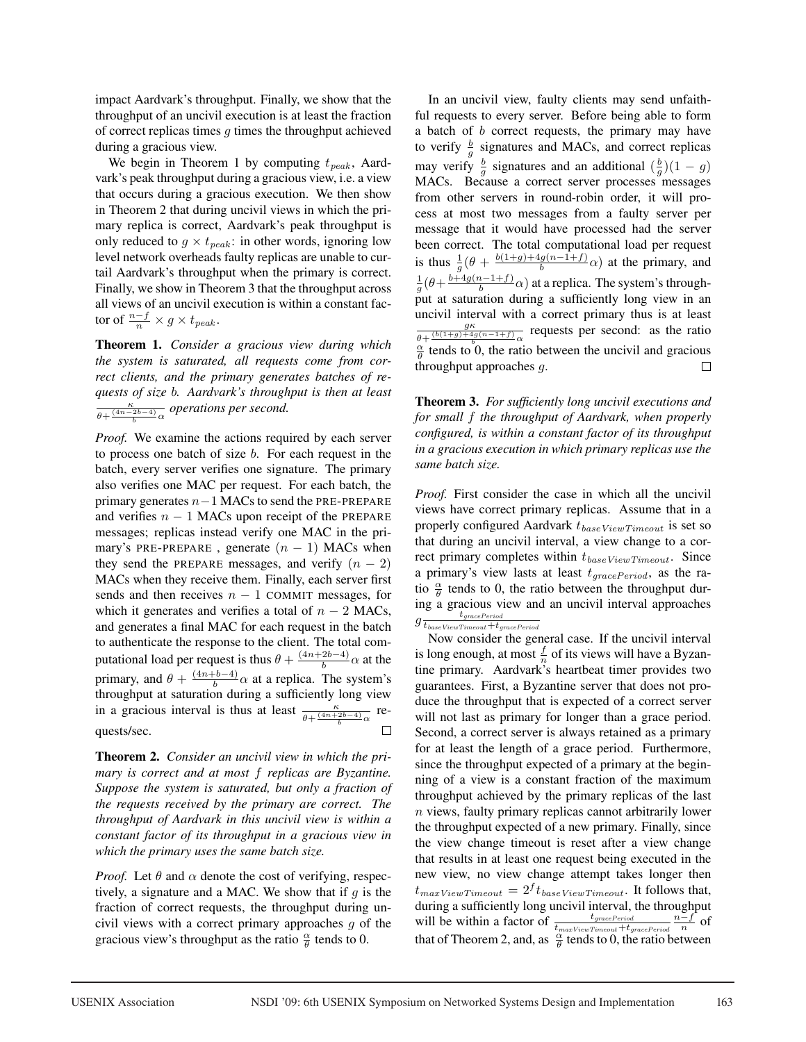impact Aardvark's throughput. Finally, we show that the throughput of an uncivil execution is at least the fraction of correct replicas times $g$ times the throughput achieved during a gracious view.

We begin in Theorem 1 by computing $t_{peak}$, Aardvark's peak throughput during a gracious view, i.e. a view that occurs during a gracious execution. We then show in Theorem 2 that during uncivil views in which the primary replica is correct, Aardvark's peak throughput is only reduced to $g \times t_{peak}$: in other words, ignoring low level network overheads faulty replicas are unable to curtail Aardvark's throughput when the primary is correct. Finally, we show in Theorem 3 that the throughput across all views of an uncivil execution is within a constant factor of $\frac{n-f}{n} \times g \times t_{peak}$.

**Theorem 1.** *Consider a gracious view during which the system is saturated, all requests come from correct clients, and the primary generates batches of requests of size b. Aardvark's throughput is then at least* $\frac{\kappa}{\theta + \frac{(4n-2b-4)}{b}\alpha}$ *operations per second.*

*Proof.* We examine the actions required by each server to process one batch of size $b$. For each request in the batch, every server verifies one signature. The primary also verifies one MAC per request. For each batch, the primary generates $n-1$ MACs to send the PRE-PREPARE and verifies $n-1$ MACs upon receipt of the PREPARE messages; replicas instead verify one MAC in the primary's PRE-PREPARE, generate $(n-1)$ MACs when they send the PREPARE messages, and verify $(n-2)$ MACs when they receive them. Finally, each server first sends and then receives $n-1$ COMMIT messages, for which it generates and verifies a total of $n-2$ MACs, and generates a final MAC for each request in the batch to authenticate the response to the client. The total computational load per request is thus $\theta + \frac{(4n+2b-4)}{b}\alpha$ at the primary, and $\theta + \frac{(4n+b-4)}{b}\alpha$ at a replica. The system's throughput at saturation during a sufficiently long view in a gracious interval is thus at least $\frac{\kappa}{\theta + \frac{(4n+2b-4)}{b}\alpha}$ requests/sec. □

**Theorem 2.** *Consider an uncivil view in which the primary is correct and at most f replicas are Byzantine. Suppose the system is saturated, but only a fraction of the requests received by the primary are correct. The throughput of Aardvark in this uncivil view is within a constant factor of its throughput in a gracious view in which the primary uses the same batch size.*

*Proof.* Let $\theta$ and $\alpha$ denote the cost of verifying, respectively, a signature and a MAC. We show that if $g$ is the fraction of correct requests, the throughput during uncivil views with a correct primary approaches $g$ of the gracious view's throughput as the ratio $\frac{\alpha}{\theta}$ tends to 0.

In an uncivil view, faulty clients may send unfaithful requests to every server. Before being able to form a batch of $b$ correct requests, the primary may have to verify $\frac{b}{g}$ signatures and MACs, and correct replicas may verify $\frac{b}{g}$ signatures and an additional $(\frac{b}{g})(1-g)$ MACs. Because a correct server processes messages from other servers in round-robin order, it will process at most two messages from a faulty server per message that it would have processed had the server been correct. The total computational load per request is thus $\frac{1}{g}(\theta + \frac{b(1+g)+4g(n-1+f)}{b}\alpha)$ at the primary, and $\frac{1}{g}(\theta + \frac{b+4g(n-1+f)}{b}\alpha)$ at a replica. The system's throughput at saturation during a sufficiently long view in an uncivil interval with a correct primary thus is at least $\frac{g\kappa}{\theta + \frac{(b(1+g)+4g(n-1+f)}{b}\alpha}$ requests per second: as the ratio $\frac{\alpha}{\theta}$ tends to 0, the ratio between the uncivil and gracious throughput approaches $g$. □

**Theorem 3.** *For sufficiently long uncivil executions and for small f the throughput of Aardvark, when properly configured, is within a constant factor of its throughput in a gracious execution in which primary replicas use the same batch size.*

*Proof.* First consider the case in which all the uncivil views have correct primary replicas. Assume that in a properly configured Aardvark $t_{baseViewTimeout}$ is set so that during an uncivil interval, a view change to a correct primary completes within $t_{baseViewTimeout}$. Since a primary's view lasts at least $t_{gracePeriod}$, as the ratio $\frac{\alpha}{\theta}$ tends to 0, the ratio between the throughput during a gracious view and an uncivil interval approaches $g\frac{t_{gracePeriod}}{t_{baseViewTimeout}+t_{gracePeriod}}$

Now consider the general case. If the uncivil interval is long enough, at most $\frac{f}{n}$ of its views will have a Byzantine primary. Aardvark's heartbeat timer provides two guarantees. First, a Byzantine server that does not produce the throughput that is expected of a correct server will not last as primary for longer than a grace period. Second, a correct server is always retained as a primary for at least the length of a grace period. Furthermore, since the throughput expected of a primary at the beginning of a view is a constant fraction of the maximum throughput achieved by the primary replicas of the last $n$ views, faulty primary replicas cannot arbitrarily lower the throughput expected of a new primary. Finally, since the view change timeout is reset after a view change that results in at least one request being executed in the new view, no view change attempt takes longer then $t_{maxViewTimeout} = 2^f t_{baseViewTimeout}$. It follows that, during a sufficiently long uncivil interval, the throughput will be within a factor of $\frac{t_{gracePeriod}}{t_{maxViewTimeout}+t_{gracePeriod}}\frac{n-f}{n}$ of that of Theorem 2, and, as $\frac{\alpha}{\theta}$ tends to 0, the ratio between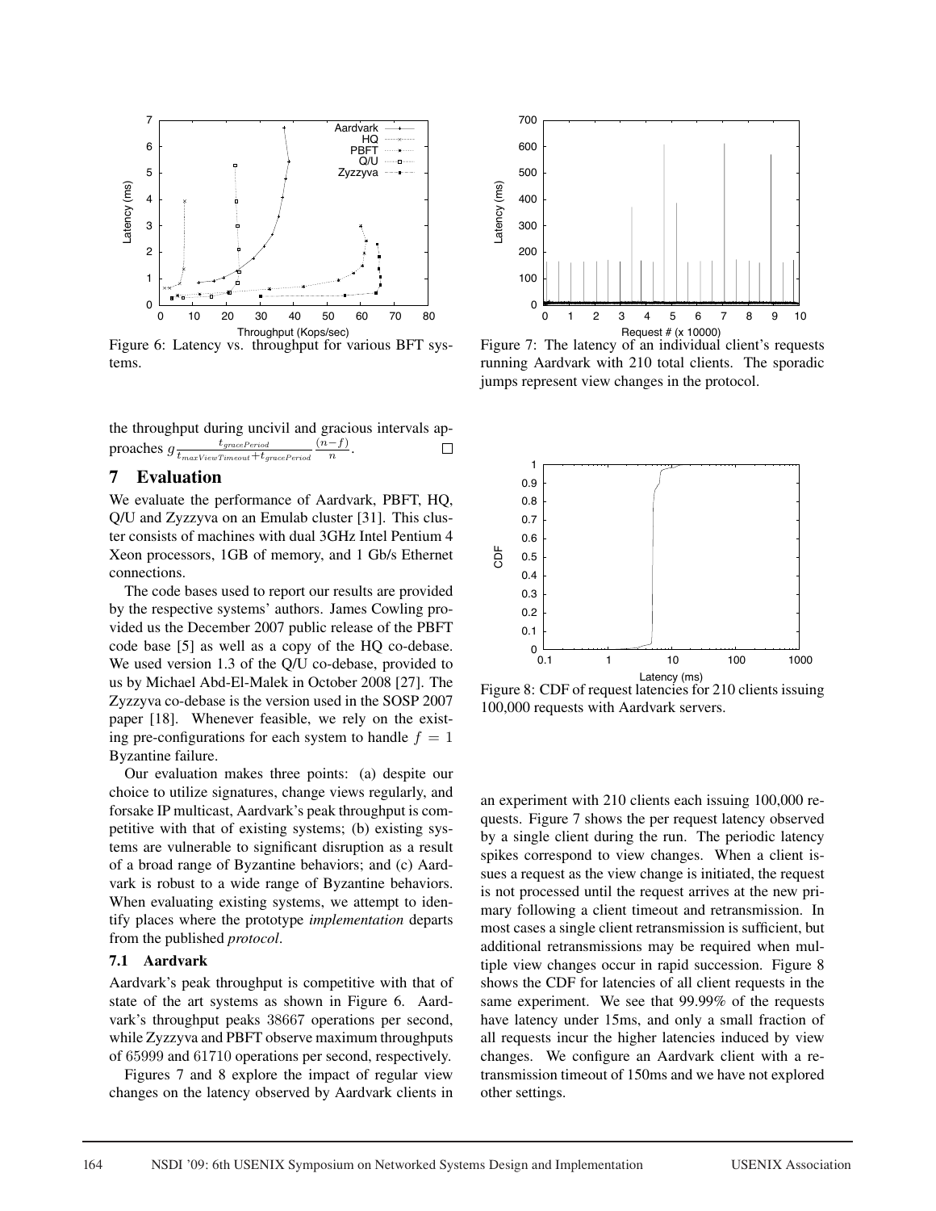Figure 6: Latency vs. throughput for various BFT systems.

Figure 7: The latency of an individual client's requests running Aardvark with 210 total clients. The sporadic jumps represent view changes in the protocol.

the throughput during uncivil and gracious intervals approaches $g \frac{t_{gracePeriod}}{t_{maxViewTimeout}+t_{gracePeriod}} \frac{(n-f)}{n}$. □

# 7 Evaluation

We evaluate the performance of Aardvark, PBFT, HQ, Q/U and Zyzzyva on an Emulab cluster [31]. This cluster consists of machines with dual 3GHz Intel Pentium 4 Xeon processors, 1GB of memory, and 1 Gb/s Ethernet connections.

The code bases used to report our results are provided by the respective systems' authors. James Cowling provided us the December 2007 public release of the PBFT code base [5] as well as a copy of the HQ co-debase. We used version 1.3 of the Q/U co-debase, provided to us by Michael Abd-El-Malek in October 2008 [27]. The Zyzzyva co-debase is the version used in the SOSP 2007 paper [18]. Whenever feasible, we rely on the existing pre-configurations for each system to handle $f = 1$ Byzantine failure.

Our evaluation makes three points: (a) despite our choice to utilize signatures, change views regularly, and forsake IP multicast, Aardvark's peak throughput is competitive with that of existing systems; (b) existing systems are vulnerable to significant disruption as a result of a broad range of Byzantine behaviors; and (c) Aardvark is robust to a wide range of Byzantine behaviors. When evaluating existing systems, we attempt to identify places where the prototype *implementation* departs from the published *protocol*.

## 7.1 Aardvark

Aardvark's peak throughput is competitive with that of state of the art systems as shown in Figure 6. Aardvark's throughput peaks 38667 operations per second, while Zyzzyva and PBFT observe maximum throughputs of 65999 and 61710 operations per second, respectively.

Figures 7 and 8 explore the impact of regular view changes on the latency observed by Aardvark clients in an experiment with 210 clients each issuing 100,000 requests. Figure 7 shows the per request latency observed by a single client during the run. The periodic latency spikes correspond to view changes. When a client issues a request as the view change is initiated, the request is not processed until the request arrives at the new primary following a client timeout and retransmission. In most cases a single client retransmission is sufficient, but additional retransmissions may be required when multiple view changes occur in rapid succession. Figure 8 shows the CDF for latencies of all client requests in the same experiment. We see that 99.99% of the requests have latency under 15ms, and only a small fraction of all requests incur the higher latencies induced by view changes. We configure an Aardvark client with a retransmission timeout of 150ms and we have not explored other settings.

Figure 8: CDF of request latencies for 210 clients issuing 100,000 requests with Aardvark servers.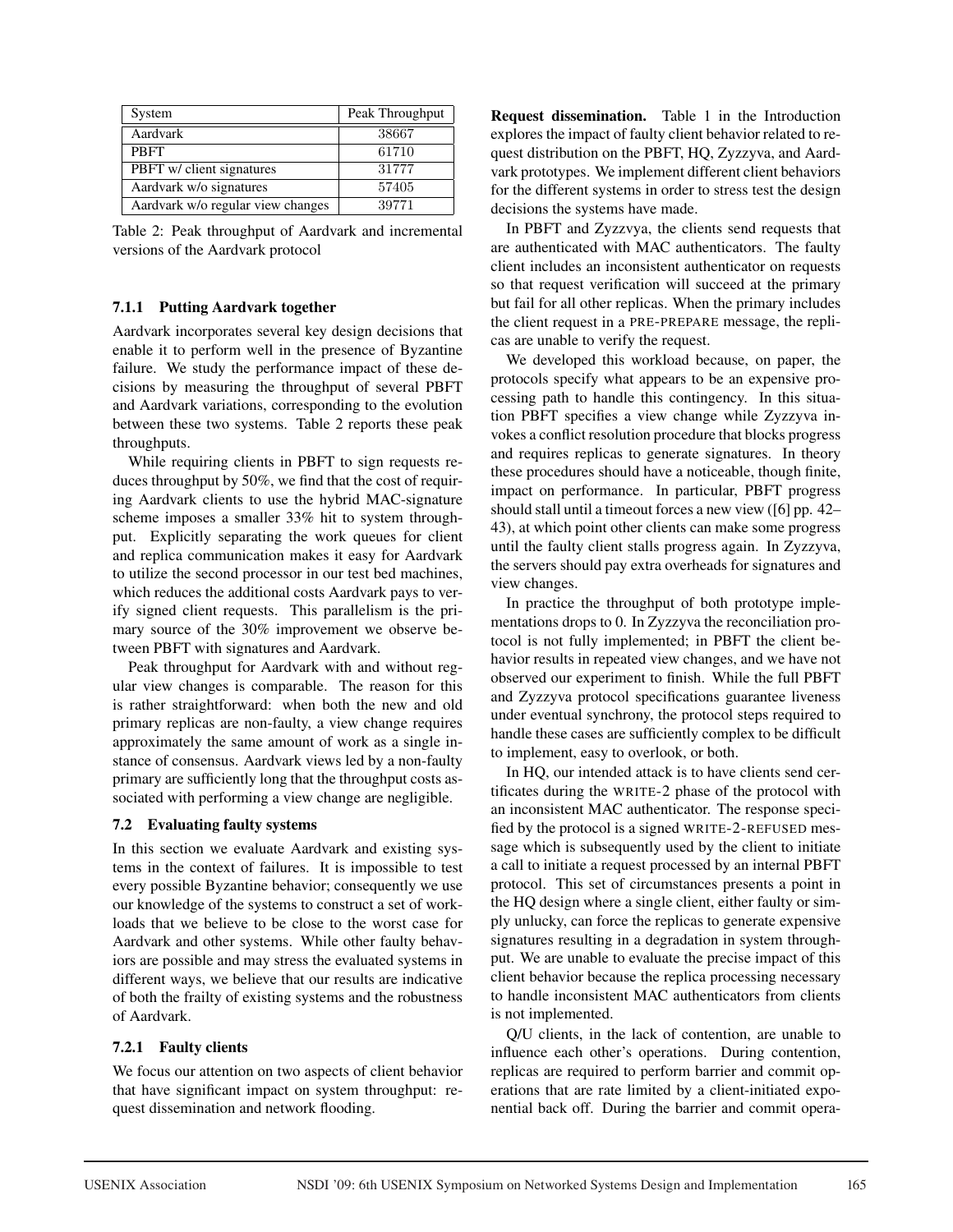| System | Peak Throughput |
|---|---|
| Aardvark | 38667 |
| PBFT | 61710 |
| PBFT w/ client signatures | 31777 |
| Aardvark w/o signatures | 57405 |
| Aardvark w/o regular view changes | 39771 |

Table 2: Peak throughput of Aardvark and incremental versions of the Aardvark protocol

### 7.1.1 Putting Aardvark together

Aardvark incorporates several key design decisions that enable it to perform well in the presence of Byzantine failure. We study the performance impact of these decisions by measuring the throughput of several PBFT and Aardvark variations, corresponding to the evolution between these two systems. Table 2 reports these peak throughputs.

While requiring clients in PBFT to sign requests reduces throughput by 50%, we find that the cost of requiring Aardvark clients to use the hybrid MAC-signature scheme imposes a smaller 33% hit to system throughput. Explicitly separating the work queues for client and replica communication makes it easy for Aardvark to utilize the second processor in our test bed machines, which reduces the additional costs Aardvark pays to verify signed client requests. This parallelism is the primary source of the 30% improvement we observe between PBFT with signatures and Aardvark.

Peak throughput for Aardvark with and without regular view changes is comparable. The reason for this is rather straightforward: when both the new and old primary replicas are non-faulty, a view change requires approximately the same amount of work as a single instance of consensus. Aardvark views led by a non-faulty primary are sufficiently long that the throughput costs associated with performing a view change are negligible.

## 7.2 Evaluating faulty systems

In this section we evaluate Aardvark and existing systems in the context of failures. It is impossible to test every possible Byzantine behavior; consequently we use our knowledge of the systems to construct a set of workloads that we believe to be close to the worst case for Aardvark and other systems. While other faulty behaviors are possible and may stress the evaluated systems in different ways, we believe that our results are indicative of both the frailty of existing systems and the robustness of Aardvark.

### 7.2.1 Faulty clients

We focus our attention on two aspects of client behavior that have significant impact on system throughput: request dissemination and network flooding.

**Request dissemination.** Table 1 in the Introduction explores the impact of faulty client behavior related to request distribution on the PBFT, HQ, Zyzzyva, and Aardvark prototypes. We implement different client behaviors for the different systems in order to stress test the design decisions the systems have made.

In PBFT and Zyzzvya, the clients send requests that are authenticated with MAC authenticators. The faulty client includes an inconsistent authenticator on requests so that request verification will succeed at the primary but fail for all other replicas. When the primary includes the client request in a PRE-PREPARE message, the replicas are unable to verify the request.

We developed this workload because, on paper, the protocols specify what appears to be an expensive processing path to handle this contingency. In this situation PBFT specifies a view change while Zyzzyva invokes a conflict resolution procedure that blocks progress and requires replicas to generate signatures. In theory these procedures should have a noticeable, though finite, impact on performance. In particular, PBFT progress should stall until a timeout forces a new view ([6] pp. 42–43), at which point other clients can make some progress until the faulty client stalls progress again. In Zyzzyva, the servers should pay extra overheads for signatures and view changes.

In practice the throughput of both prototype implementations drops to 0. In Zyzzyva the reconciliation protocol is not fully implemented; in PBFT the client behavior results in repeated view changes, and we have not observed our experiment to finish. While the full PBFT and Zyzzyva protocol specifications guarantee liveness under eventual synchrony, the protocol steps required to handle these cases are sufficiently complex to be difficult to implement, easy to overlook, or both.

In HQ, our intended attack is to have clients send certificates during the WRITE-2 phase of the protocol with an inconsistent MAC authenticator. The response specified by the protocol is a signed WRITE-2-REFUSED message which is subsequently used by the client to initiate a call to initiate a request processed by an internal PBFT protocol. This set of circumstances presents a point in the HQ design where a single client, either faulty or simply unlucky, can force the replicas to generate expensive signatures resulting in a degradation in system throughput. We are unable to evaluate the precise impact of this client behavior because the replica processing necessary to handle inconsistent MAC authenticators from clients is not implemented.

Q/U clients, in the lack of contention, are unable to influence each other's operations. During contention, replicas are required to perform barrier and commit operations that are rate limited by a client-initiated exponential back off. During the barrier and commit opera-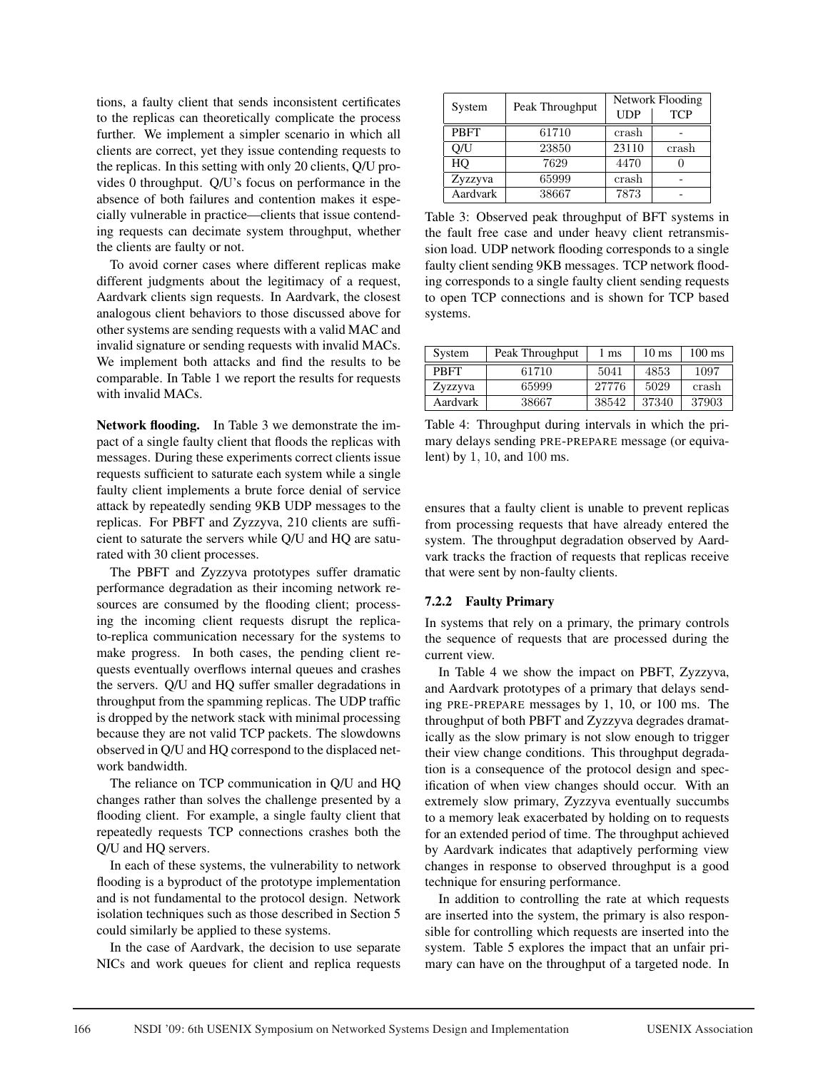tions, a faulty client that sends inconsistent certificates to the replicas can theoretically complicate the process further. We implement a simpler scenario in which all clients are correct, yet they issue contending requests to the replicas. In this setting with only 20 clients, Q/U provides 0 throughput. Q/U's focus on performance in the absence of both failures and contention makes it especially vulnerable in practice—clients that issue contending requests can decimate system throughput, whether the clients are faulty or not.

To avoid corner cases where different replicas make different judgments about the legitimacy of a request, Aardvark clients sign requests. In Aardvark, the closest analogous client behaviors to those discussed above for other systems are sending requests with a valid MAC and invalid signature or sending requests with invalid MACs. We implement both attacks and find the results to be comparable. In Table 1 we report the results for requests with invalid MACs.

**Network flooding.** In Table 3 we demonstrate the impact of a single faulty client that floods the replicas with messages. During these experiments correct clients issue requests sufficient to saturate each system while a single faulty client implements a brute force denial of service attack by repeatedly sending 9KB UDP messages to the replicas. For PBFT and Zyzzyva, 210 clients are sufficient to saturate the servers while Q/U and HQ are saturated with 30 client processes.

The PBFT and Zyzzyva prototypes suffer dramatic performance degradation as their incoming network resources are consumed by the flooding client; processing the incoming client requests disrupt the replica-to-replica communication necessary for the systems to make progress. In both cases, the pending client requests eventually overflows internal queues and crashes the servers. Q/U and HQ suffer smaller degradations in throughput from the spamming replicas. The UDP traffic is dropped by the network stack with minimal processing because they are not valid TCP packets. The slowdowns observed in Q/U and HQ correspond to the displaced network bandwidth.

The reliance on TCP communication in Q/U and HQ changes rather than solves the challenge presented by a flooding client. For example, a single faulty client that repeatedly requests TCP connections crashes both the Q/U and HQ servers.

In each of these systems, the vulnerability to network flooding is a byproduct of the prototype implementation and is not fundamental to the protocol design. Network isolation techniques such as those described in Section 5 could similarly be applied to these systems.

In the case of Aardvark, the decision to use separate NICs and work queues for client and replica requests ensures that a faulty client is unable to prevent replicas from processing requests that have already entered the system. The throughput degradation observed by Aardvark tracks the fraction of requests that replicas receive that were sent by non-faulty clients.

| System | Peak Throughput | Network Flooding | |
|---|---|---|---|
| | | UDP | TCP |
| PBFT | 61710 | crash | - |
| Q/U | 23850 | 23110 | crash |
| HQ | 7629 | 4470 | 0 |
| Zyzzyva | 65999 | crash | - |
| Aardvark | 38667 | 7873 | - |

Table 3: Observed peak throughput of BFT systems in the fault free case and under heavy client retransmission load. UDP network flooding corresponds to a single faulty client sending 9KB messages. TCP network flooding corresponds to a single faulty client sending requests to open TCP connections and is shown for TCP based systems.

| System | Peak Throughput | 1 ms | 10 ms | 100 ms |
|---|---|---|---|---|
| PBFT | 61710 | 5041 | 4853 | 1097 |
| Zyzzyva | 65999 | 27776 | 5029 | crash |
| Aardvark | 38667 | 38542 | 37340 | 37903 |

Table 4: Throughput during intervals in which the primary delays sending PRE-PREPARE message (or equivalent) by 1, 10, and 100 ms.

#### 7.2.2 Faulty Primary

In systems that rely on a primary, the primary controls the sequence of requests that are processed during the current view.

In Table 4 we show the impact on PBFT, Zyzzyva, and Aardvark prototypes of a primary that delays sending PRE-PREPARE messages by 1, 10, or 100 ms. The throughput of both PBFT and Zyzzyva degrades dramatically as the slow primary is not slow enough to trigger their view change conditions. This throughput degradation is a consequence of the protocol design and specification of when view changes should occur. With an extremely slow primary, Zyzzyva eventually succumbs to a memory leak exacerbated by holding on to requests for an extended period of time. The throughput achieved by Aardvark indicates that adaptively performing view changes in response to observed throughput is a good technique for ensuring performance.

In addition to controlling the rate at which requests are inserted into the system, the primary is also responsible for controlling which requests are inserted into the system. Table 5 explores the impact that an unfair primary can have on the throughput of a targeted node. In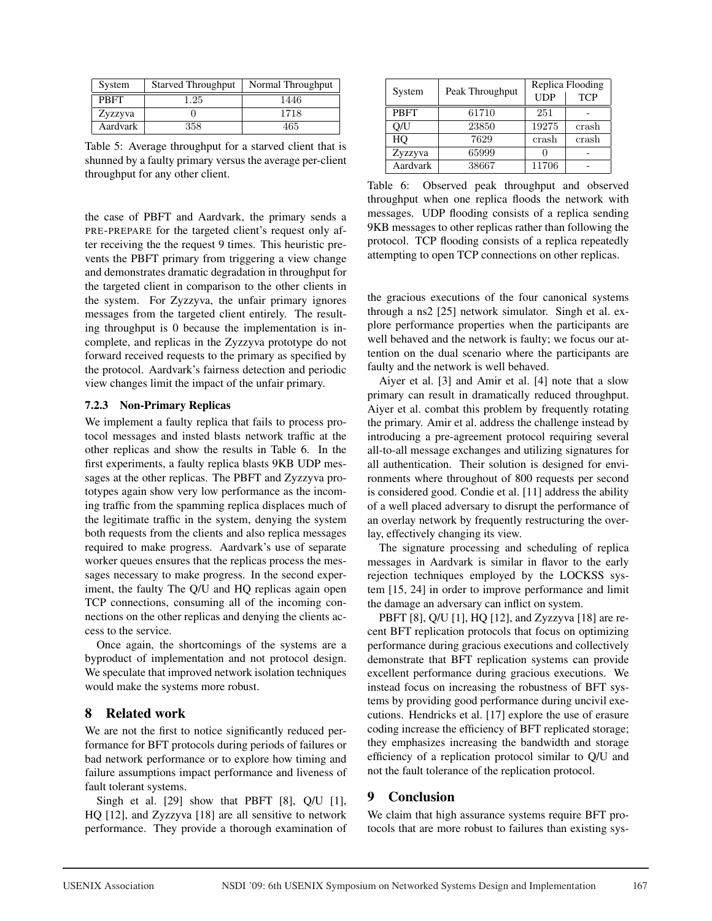| System | Starved Throughput | Normal Throughput |
|---|---|---|
| PBFT | 1.25 | 1446 |
| Zyzzyva | 0 | 1718 |
| Aardvark | 358 | 465 |

Table 5: Average throughput for a starved client that is shunned by a faulty primary versus the average per-client throughput for any other client.

the case of PBFT and Aardvark, the primary sends a PRE-PREPARE for the targeted client's request only after receiving the the request 9 times. This heuristic prevents the PBFT primary from triggering a view change and demonstrates dramatic degradation in throughput for the targeted client in comparison to the other clients in the system. For Zyzzyva, the unfair primary ignores messages from the targeted client entirely. The resulting throughput is 0 because the implementation is incomplete, and replicas in the Zyzzyva prototype do not forward received requests to the primary as specified by the protocol. Aardvark's fairness detection and periodic view changes limit the impact of the unfair primary.

### 7.2.3 Non-Primary Replicas

We implement a faulty replica that fails to process protocol messages and insted blasts network traffic at the other replicas and show the results in Table 6. In the first experiments, a faulty replica blasts 9KB UDP messages at the other replicas. The PBFT and Zyzzyva prototypes again show very low performance as the incoming traffic from the spamming replica displaces much of the legitimate traffic in the system, denying the system both requests from the clients and also replica messages required to make progress. Aardvark's use of separate worker queues ensures that the replicas process the messages necessary to make progress. In the second experiment, the faulty The Q/U and HQ replicas again open TCP connections, consuming all of the incoming connections on the other replicas and denying the clients access to the service.

Once again, the shortcomings of the systems are a byproduct of implementation and not protocol design. We speculate that improved network isolation techniques would make the systems more robust.

| System | Peak Throughput | Replica Flooding | |
|---|---|---|---|
| | | UDP | TCP |
| PBFT | 61710 | 251 | - |
| Q/U | 23850 | 19275 | crash |
| HQ | 7629 | crash | crash |
| Zyzzyva | 65999 | 0 | - |
| Aardvark | 38667 | 11706 | - |

Table 6: Observed peak throughput and observed throughput when one replica floods the network with messages. UDP flooding consists of a replica sending 9KB messages to other replicas rather than following the protocol. TCP flooding consists of a replica repeatedly attempting to open TCP connections on other replicas.

## 8 Related work

We are not the first to notice significantly reduced performance for BFT protocols during periods of failures or bad network performance or to explore how timing and failure assumptions impact performance and liveness of fault tolerant systems.

Singh et al. [29] show that PBFT [8], Q/U [1], HQ [12], and Zyzzyva [18] are all sensitive to network performance. They provide a thorough examination of the gracious executions of the four canonical systems through a ns2 [25] network simulator. Singh et al. explore performance properties when the participants are well behaved and the network is faulty; we focus our attention on the dual scenario where the participants are faulty and the network is well behaved.

Aiyer et al. [3] and Amir et al. [4] note that a slow primary can result in dramatically reduced throughput. Aiyer et al. combat this problem by frequently rotating the primary. Amir et al. address the challenge instead by introducing a pre-agreement protocol requiring several all-to-all message exchanges and utilizing signatures for all authentication. Their solution is designed for environments where throughout of 800 requests per second is considered good. Condie et al. [11] address the ability of a well placed adversary to disrupt the performance of an overlay network by frequently restructuring the overlay, effectively changing its view.

The signature processing and scheduling of replica messages in Aardvark is similar in flavor to the early rejection techniques employed by the LOCKSS system [15, 24] in order to improve performance and limit the damage an adversary can inflict on system.

PBFT [8], Q/U [1], HQ [12], and Zyzzyva [18] are recent BFT replication protocols that focus on optimizing performance during gracious executions and collectively demonstrate that BFT replication systems can provide excellent performance during gracious executions. We instead focus on increasing the robustness of BFT systems by providing good performance during uncivil executions. Hendricks et al. [17] explore the use of erasure coding increase the efficiency of BFT replicated storage; they emphasizes increasing the bandwidth and storage efficiency of a replication protocol similar to Q/U and not the fault tolerance of the replication protocol.

## 9 Conclusion

We claim that high assurance systems require BFT protocols that are more robust to failures than existing sys-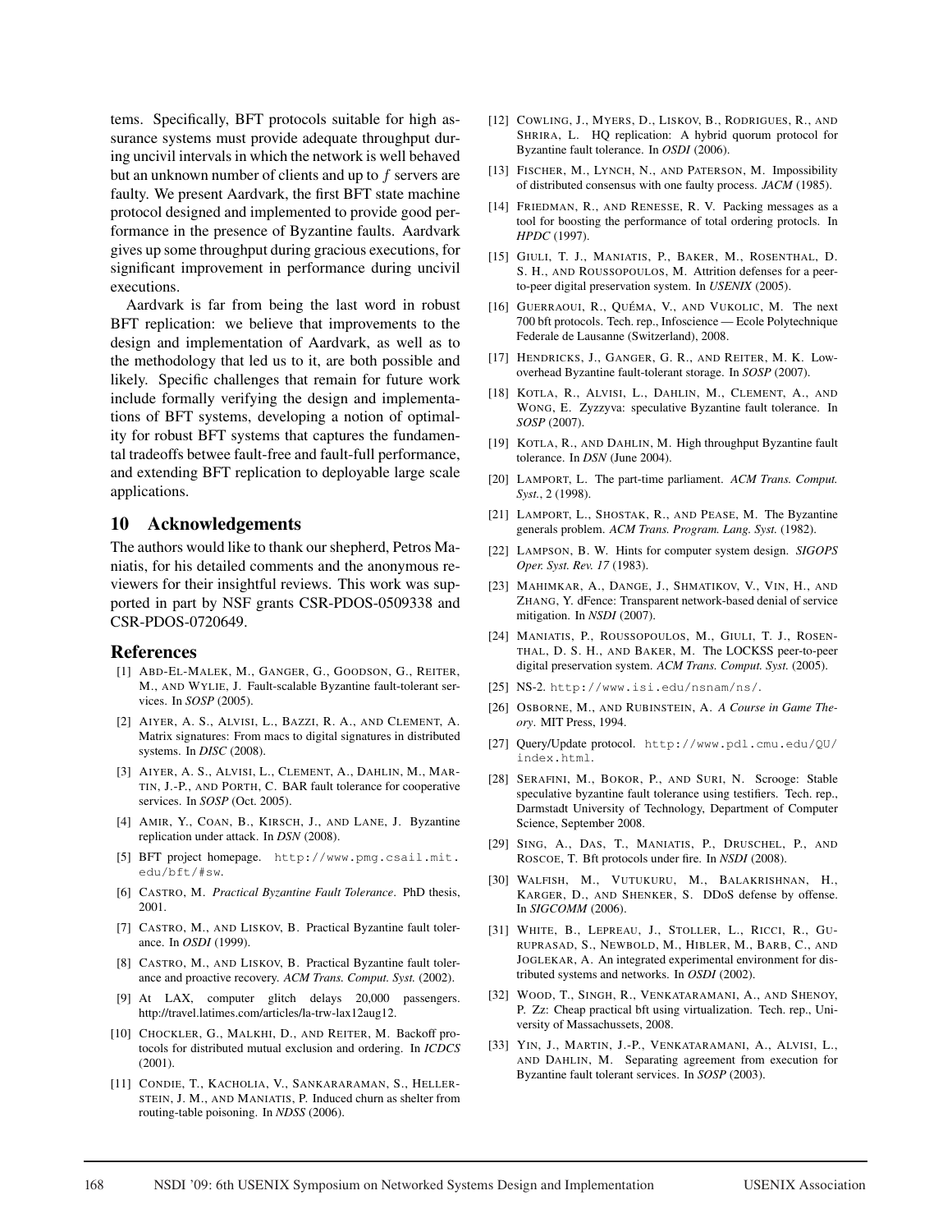tems. Specifically, BFT protocols suitable for high assurance systems must provide adequate throughput during uncivil intervals in which the network is well behaved but an unknown number of clients and up to $f$ servers are faulty. We present Aardvark, the first BFT state machine protocol designed and implemented to provide good performance in the presence of Byzantine faults. Aardvark gives up some throughput during gracious executions, for significant improvement in performance during uncivil executions.

Aardvark is far from being the last word in robust BFT replication: we believe that improvements to the design and implementation of Aardvark, as well as to the methodology that led us to it, are both possible and likely. Specific challenges that remain for future work include formally verifying the design and implementations of BFT systems, developing a notion of optimality for robust BFT systems that captures the fundamental tradeoffs betwee fault-free and fault-full performance, and extending BFT replication to deployable large scale applications.

## 10 Acknowledgements

The authors would like to thank our shepherd, Petros Maniatis, for his detailed comments and the anonymous reviewers for their insightful reviews. This work was supported in part by NSF grants CSR-PDOS-0509338 and CSR-PDOS-0720649.

## References

[1] ABD-EL-MALEK, M., GANGER, G., GOODSON, G., REITER, M., AND WYLIE, J. Fault-scalable Byzantine fault-tolerant services. In *SOSP* (2005).

[2] AIYER, A. S., ALVISI, L., BAZZI, R. A., AND CLEMENT, A. Matrix signatures: From macs to digital signatures in distributed systems. In *DISC* (2008).

[3] AIYER, A. S., ALVISI, L., CLEMENT, A., DAHLIN, M., MARTIN, J.-P., AND PORTH, C. BAR fault tolerance for cooperative services. In *SOSP* (Oct. 2005).

[4] AMIR, Y., COAN, B., KIRSCH, J., AND LANE, J. Byzantine replication under attack. In *DSN* (2008).

[5] BFT project homepage. http://www.pmg.csail.mit.edu/bft/#sw.

[6] CASTRO, M. *Practical Byzantine Fault Tolerance*. PhD thesis, 2001.

[7] CASTRO, M., AND LISKOV, B. Practical Byzantine fault tolerance. In *OSDI* (1999).

[8] CASTRO, M., AND LISKOV, B. Practical Byzantine fault tolerance and proactive recovery. *ACM Trans. Comput. Syst.* (2002).

[9] At LAX, computer glitch delays 20,000 passengers. http://travel.latimes.com/articles/la-trw-lax12aug12.

[10] CHOCKLER, G., MALKHI, D., AND REITER, M. Backoff protocols for distributed mutual exclusion and ordering. In *ICDCS* (2001).

[11] CONDIE, T., KACHOLIA, V., SANKARARAMAN, S., HELLERSTEIN, J. M., AND MANIATIS, P. Induced churn as shelter from routing-table poisoning. In *NDSS* (2006).

[12] COWLING, J., MYERS, D., LISKOV, B., RODRIGUES, R., AND SHRIRA, L. HQ replication: A hybrid quorum protocol for Byzantine fault tolerance. In *OSDI* (2006).

[13] FISCHER, M., LYNCH, N., AND PATERSON, M. Impossibility of distributed consensus with one faulty process. *JACM* (1985).

[14] FRIEDMAN, R., AND RENESSE, R. V. Packing messages as a tool for boosting the performance of total ordering protocls. In *HPDC* (1997).

[15] GIULI, T. J., MANIATIS, P., BAKER, M., ROSENTHAL, D. S. H., AND ROUSSOPOULOS, M. Attrition defenses for a peer-to-peer digital preservation system. In *USENIX* (2005).

[16] GUERRAOUI, R., QUÉMA, V., AND VUKOLIC, M. The next 700 bft protocols. Tech. rep., Infoscience — Ecole Polytechnique Federale de Lausanne (Switzerland), 2008.

[17] HENDRICKS, J., GANGER, G. R., AND REITER, M. K. Low-overhead Byzantine fault-tolerant storage. In *SOSP* (2007).

[18] KOTLA, R., ALVISI, L., DAHLIN, M., CLEMENT, A., AND WONG, E. Zyzzyva: speculative Byzantine fault tolerance. In *SOSP* (2007).

[19] KOTLA, R., AND DAHLIN, M. High throughput Byzantine fault tolerance. In *DSN* (June 2004).

[20] LAMPORT, L. The part-time parliament. *ACM Trans. Comput. Syst.*, 2 (1998).

[21] LAMPORT, L., SHOSTAK, R., AND PEASE, M. The Byzantine generals problem. *ACM Trans. Program. Lang. Syst.* (1982).

[22] LAMPSON, B. W. Hints for computer system design. *SIGOPS Oper. Syst. Rev. 17* (1983).

[23] MAHIMKAR, A., DANGE, J., SHMATIKOV, V., VIN, H., AND ZHANG, Y. dFence: Transparent network-based denial of service mitigation. In *NSDI* (2007).

[24] MANIATIS, P., ROUSSOPOULOS, M., GIULI, T. J., ROSENTHAL, D. S. H., AND BAKER, M. The LOCKSS peer-to-peer digital preservation system. *ACM Trans. Comput. Syst.* (2005).

[25] NS-2. http://www.isi.edu/nsnam/ns/.

[26] OSBORNE, M., AND RUBINSTEIN, A. *A Course in Game Theory*. MIT Press, 1994.

[27] Query/Update protocol. http://www.pdl.cmu.edu/QU/index.html.

[28] SERAFINI, M., BOKOR, P., AND SURI, N. Scrooge: Stable speculative byzantine fault tolerance using testifiers. Tech. rep., Darmstadt University of Technology, Department of Computer Science, September 2008.

[29] SING, A., DAS, T., MANIATIS, P., DRUSCHEL, P., AND ROSCOE, T. Bft protocols under fire. In *NSDI* (2008).

[30] WALFISH, M., VUTUKURU, M., BALAKRISHNAN, H., KARGER, D., AND SHENKER, S. DDoS defense by offense. In *SIGCOMM* (2006).

[31] WHITE, B., LEPREAU, J., STOLLER, L., RICCI, R., GURUPRASAD, S., NEWBOLD, M., HIBLER, M., BARB, C., AND JOGLEKAR, A. An integrated experimental environment for distributed systems and networks. In *OSDI* (2002).

[32] WOOD, T., SINGH, R., VENKATARAMANI, A., AND SHENOY, P. Zz: Cheap practical bft using virtualization. Tech. rep., University of Massachussets, 2008.

[33] YIN, J., MARTIN, J.-P., VENKATARAMANI, A., ALVISI, L., AND DAHLIN, M. Separating agreement from execution for Byzantine fault tolerant services. In *SOSP* (2003).